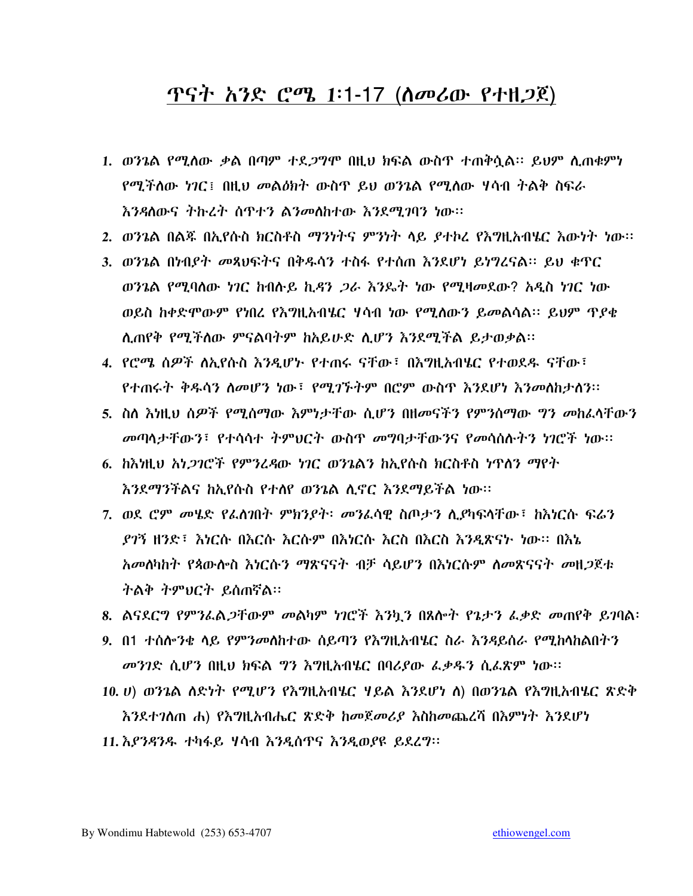# ጥናት አንድ ሮሜ 1:1-17 (ለመሪው የተዘጋጀ)

1. ወንጌል የሚለው ቃል በጣም ተደጋግሞ በዚህ ክፍል ውስጥ ተጠቅሷል፡፡ ይህም ሊጠቁምን የሚችለው ነገር፤ በዚህ መልዕክት ውስጥ ይህ ወንጌል የሚለው ሃሳብ ትልቅ ስፍራ እንዳለውና ትኩረት ሰጥተን ልንመለከተው እንደሚገባን ነው፡፡
2. ወንጌል በልጁ በኢየሱስ ክርስቶስ ማንነትና ምንነት ላይ ያተኮረ የእግዚአብሄር እውነት ነው፡፡
3. ወንጌል በነብያት መጻህፍትና በቅዱሳን ተስፋ የተሰጠ እንደሆነ ይነግረናል፡፡ ይህ ቁጥር ወንጌል የሚባለው ነገር ከብሉይ ኪዳን ጋራ እንዴት ነው የሚዛመደው? አዲስ ነገር ነው ወይስ ከቀድሞውም የነበረ የእግዚአብሄር ሃሳብ ነው የሚለውን ይመልሳል፡፡ ይህም ጥያቄ ሊጠየቅ የሚችለው ምናልባትም ከአይሁድ ሊሆን እንደሚችል ይታወቃል፡፡
4. የሮሜ ሰዎች ለኢየሱስ እንዲሆኑ የተጠሩ ናቸው፣ በእግዚአብሄር የተወደዱ ናቸው፣ የተጠሩት ቅዱሳን ለመሆን ነው፣ የሚገኙትም በሮም ውስጥ እንደሆነ እንመለከታለን፡፡
5. ስለ እነዚህ ሰዎች የሚሰማው እምነታቸው ሲሆን በዘመናችን የምንሰማው ግን መከፊላቸውን መጣላታቸውን፣ የተሳሳተ ትምህርት ውስጥ መግባታቸውንና የመሳሰሉትን ነገሮች ነው፡፡
6. ከእነዚህ አነጋገሮች የምንረዳው ነገር ወንጌልን ከኢየሱስ ክርስቶስ ነጥለን ማየት እንደማንችልና ከኢየሱስ የተለየ ወንጌል ሊኖር እንደማይችል ነው፡፡
7. ወደ ሮም መሄድ የፈለገበት ምክንያት፡ መንፈሳዊ ስጦታን ሊያካፍላቸው፣ ከእነርሱ ፍሬን ያገኝ ዘንድ፣ እነርሱ በእርሱ እርሱም በእነርሱ እርስ በእርስ እንዲጽናኑ ነው፡፡ በእኔ አመለካከት የጳውሎስ እነርሱን ማጽናናት ብቻ ሳይሆን በእነርሱም ለመጽናናት መዘጋጀቱ ትልቅ ትምህርት ይሰጠኛል፡፡
8. ልናደርግ የምንፈልጋቸውም መልካም ነገሮች እንኳን በጸሎት የጌታን ፈቃድ መጠየቅ ይገባል፡
9. በ1 ተሰሎንቄ ላይ የምንመለከተው ሰይጣን የእግዚአብሄር ስራ እንዳይሰራ የሚከላከልበትን መንገድ ሲሆን በዚህ ክፍል ግን እግዚአብሄር በባሪያው ፈቃዱን ሲፈጽም ነው፡፡
10. ሀ) ወንጌል ለድነት የሚሆን የእግዚአብሄር ሃይል እንደሆነ ለ) በወንጌል የእግዚአብሄር ጽድቅ እንደተገለጠ ሐ) የእግዚአብሔር ጽድቅ ከመጀመሪያ እስከመጨረሻ በእምነት እንደሆነ
11. እያንዳንዱ ተካፋይ ሃሳብ እንዲሰጥና እንዲወያዩ ይደረግ፡፡

By Wondimu Habtewold (253) 653-4707 ethiowengel.com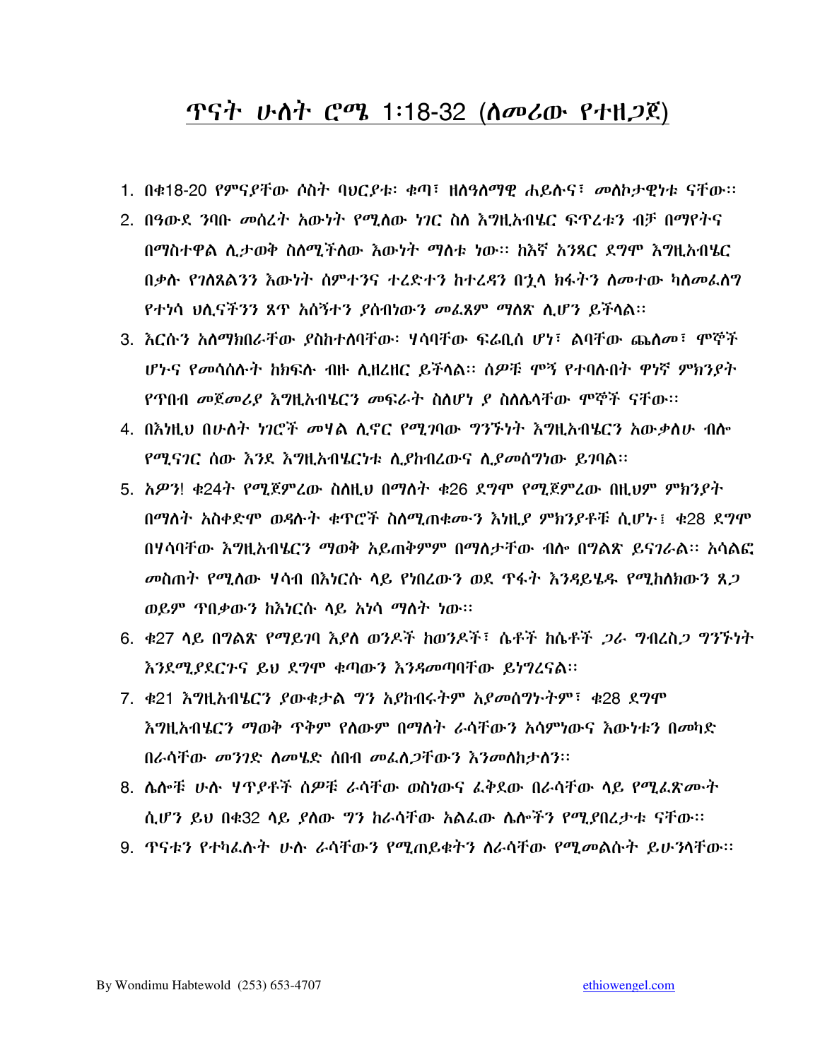# ጥናት ሁለት ሮሜ 1፡18-32 (ለመሪው የተዘጋጀ)

1. በቁ18-20 የምናያቸው ሶስት ባህርያቱ፡ ቁጣ፣ ዘለዓለማዊ ሐይሉና፣ መለኮታዊነቱ ናቸው።
2. በዓውደ ንባቡ መሰረት አውነት የሚለው ነገር ስለ እግዚአብሄር ፍጥረቱን ብቻ በማየትና በማስተዋል ሊታወቅ ስለሚችለው እውነት ማለቱ ነው። ከእኛ አንጻር ደግሞ እግዚአብሄር በቃሉ የገለጸልንን እውነት ሰምተንና ተረድተን ከተረዳን በኋላ ክፋትን ለመተው ካለመፈለግ የተነሳ ህሊናችንን ጸጥ አሰኝተን ያሰብነውን መፈጸም ማለጽ ሊሆን ይችላል።
3. እርሱን አለማክበራቸው ያስከተለባቸው፡ ሃሳባቸው ፍሬቢስ ሆነ፣ ልባቸው ጨለመ፣ ሞኞች ሆኑና የመሳሰሉት ከክፍሉ ብዙ ሊዘረዘር ይችላል። ሰዎቹ ሞኝ የተባሉበት ዋነኛ ምክንያት የጥበብ መጀመሪያ እግዚአብሄርን መፍራት ስለሆነ ያ ስለሌላቸው ሞኞች ናቸው።
4. በእነዚህ በሁለት ነገሮች መሃል ሊኖር የሚገባው ግንኙነት እግዚአብሄርን አውቃለሁ ብሎ የሚናገር ሰው እንደ እግዚአብሄርነቱ ሊያከብረውና ሊያመሰግነው ይገባል።
5. አዎን! ቁ24ት የሚጀምረው ስለዚህ በማለት ቁ26 ደግሞ የሚጀምረው በዚህም ምክንያት በማለት አስቀድሞ ወዳሉት ቁጥሮች ስለሚጠቁሙን እነዚያ ምክንያቶቹ ሲሆኑ፤ ቁ28 ደግሞ በሃሳባቸው እግዚአብሄርን ማወቅ አይጠቅምም በማለታቸው ብሎ በግልጽ ይናገራል። አሳልፎ መስጠት የሚለው ሃሳብ በእነርሱ ላይ የነበረውን ወደ ጥፋት እንዳይሄዱ የሚከለክውን ጸጋ ወይም ጥበቃውን ከእነርሱ ላይ አነሳ ማለት ነው።
6. ቁ27 ላይ በግልጽ የማይገባ እያለ ወንዶች ከወንዶች፣ ሴቶች ከሴቶች ጋራ ግብረስጋ ግንኙነት እንደሚያደርጉና ይህ ደግሞ ቁጣውን እንዳመጣባቸው ይነግረናል።
7. ቁ21 እግዚአብሄርን ያውቁታል ግን አያከብሩትም አያመሰግኑትም፣ ቁ28 ደግሞ እግዚአብሄርን ማወቅ ጥቅም የለውም በማለት ራሳቸውን አሳምነውና እውነቱን በመካድ በራሳቸው መንገድ ለመሄድ ሰበብ መፈለጋቸውን እንመለከታለን።
8. ሌሎቹ ሁሉ ሃጥያቶች ሰዎቹ ራሳቸው ወስነውና ፈቅደው በራሳቸው ላይ የሚፈጽሙት ሲሆን ይህ በቁ32 ላይ ያለው ግን ከራሳቸው አልፈው ሌሎችን የሚያበረታቱ ናቸው።
9. ጥናቱን የተካፈሉት ሁሉ ራሳቸውን የሚጠይቁትን ለራሳቸው የሚመልሱት ይሁንላቸው።

By Wondimu Habtewold (253) 653-4707 ethiowengel.com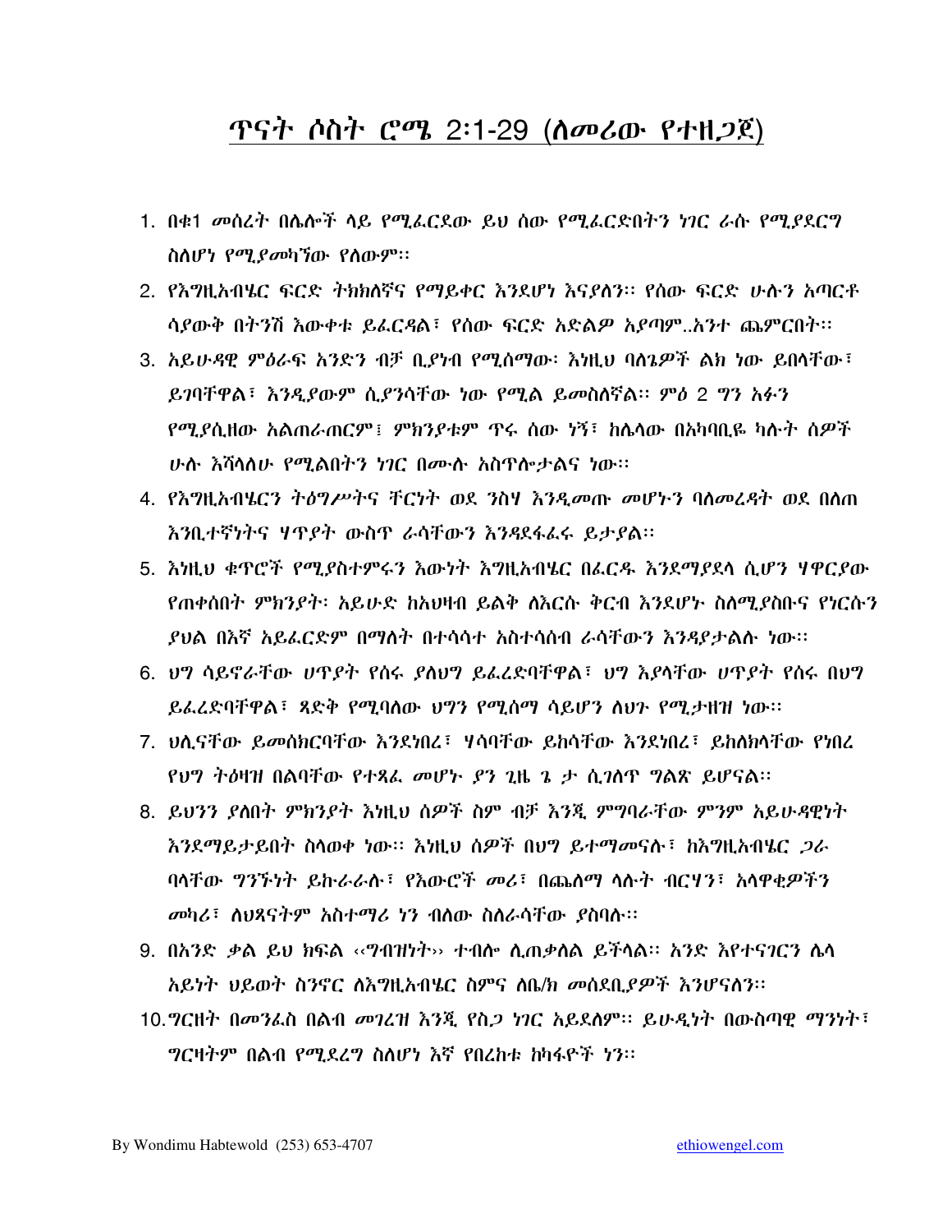# ጥናት ሶስት ሮሜ 2:1-29 (ለመሪው የተዘጋጀ)

1. በቁ1 መሰረት በሌሎች ላይ የሚፈርደው ይህ ሰው የሚፈርድበትን ነገር ራሱ የሚያደርግ ስለሆነ የሚያመካኘው የለውም።
2. የእግዚአብሄር ፍርድ ትክክለኛና የማይቀር እንደሆነ እናያለን። የሰው ፍርድ ሁሉን አጣርቶ ሳያውቅ በትንሽ እውቀቱ ይፈርዳል፣ የሰው ፍርድ አድልዎ አያጣም..አንተ ጨምርበት።
3. አይሁዳዊ ምዕራፍ አንድን ብቻ ቢያነብ የሚሰማው፡ እነዚህ ባለጌዎች ልክ ነው ይበላቸው፣ ይገባቸዋል፣ እንዲያውም ሲያንሳቸው ነው የሚል ይመስለኛል። ምዕ 2 ግን አፉን የሚያሲዘው አልጠራጠርም፤ ምክንያቱም ጥሩ ሰው ነኝ፣ ከሌላው በአካባቢዬ ካሉት ሰዎች ሁሉ እሻላለሁ የሚልበትን ነገር በሙሉ አስጥሎታልና ነው።
4. የእግዚአብሄርን ትዕግሥትና ቸርነት ወደ ንስሃ እንዲመጡ መሆኑን ባለመረዳት ወደ በለጠ እንቢተኛነትና ሃጥያት ውስጥ ራሳቸውን እንዳደፋፈሩ ይታያል።
5. እነዚህ ቁጥሮች የሚያስተምሩን እውነት እግዚአብሄር በፈርዱ እንደማያደላ ሲሆን ሃዋርያው የጠቀሰበት ምክንያት፡ አይሁድ ከአህዛብ ይልቅ ለእርሱ ቅርብ እንደሆኑ ስለሚያስቡና የነርሱን ያህል በእኛ አይፈርድም በማለት በተሳሳተ አስተሳሰብ ራሳቸውን እንዳያታልሉ ነው።
6. ህግ ሳይኖራቸው ሀጥያት የሰሩ ያለህግ ይፈረድባቸዋል፣ ህግ እያላቸው ሀጥያት የሰሩ በህግ ይፈረድባቸዋል፣ ጻድቅ የሚባለው ህግን የሚሰማ ሳይሆን ለህጉ የሚታዘዝ ነው።
7. ህሊናቸው ይመሰክርባቸው እንደነበረ፣ ሃሳባቸው ይከሳቸው እንደነበረ፣ ይከለክላቸው የነበረ የህግ ትዕዛዝ በልባቸው የተጻፈ መሆኑ ያን ጊዜ ጌ ታ ሲገለጥ ግልጽ ይሆናል።
8. ይህንን ያለበት ምክንያት እነዚህ ሰዎች ስም ብቻ እንጂ ምግባራቸው ምንም አይሁዳዊነት እንደማይታይበት ስላወቀ ነው። እነዚህ ሰዎች በህግ ይተማመናሉ፣ ከእግዚአብሄር ጋራ ባላቸው ግንኙነት ይኩራራሉ፣ የእውሮች መሪ፣ በጨለማ ላሉት ብርሃን፣ አላዋቂዎችን መካሪ፣ ለህጻናትም አስተማሪ ነን ብለው ስለራሳቸው ያስባሉ።
9. በአንድ ቃል ይህ ክፍል ‹‹ግብዝነት›› ተብሎ ሊጠቃለል ይችላል። አንድ እየተናገርን ሌላ አይነት ህይወት ስንኖር ለእግዚአብሄር ስምና ለቤ/ክ መሰደቢያዎች እንሆናለን።
10. ግርዘት በመንፈስ በልብ መገረዝ እንጂ የስጋ ነገር አይደለም። ይሁዲነት በውስጣዊ ማንነት፣ ግርዛትም በልብ የሚደረግ ስለሆነ እኛ የበረከቱ ከካፋዮች ነን።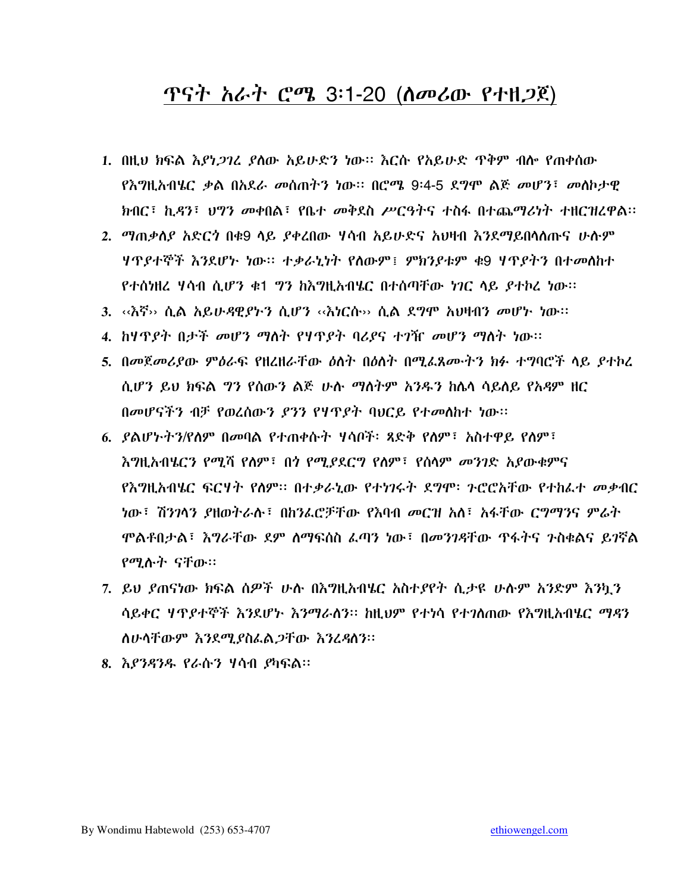# ጥናት አራት ሮሜ 3፡1-20 (ለመሪው የተዘጋጀ)

1. በዚህ ክፍል እያነጋገረ ያለው አይሁድን ነው። እርሱ የአይሁድ ጥቅም ብሎ የጠቀሰው የእግዚአብሄር ቃል በአደራ መሰጠትን ነው። በሮሜ 9፡4-5 ደግሞ ልጅ መሆን፣ መለኮታዊ ክብር፣ ኪዳን፣ ህግን መቀበል፣ የቤተ መቅደስ ሥርዓትና ተስፋ በተጨማሪነት ተዘርዝረዋል።
2. ማጠቃለያ አድርጎ በቁ9 ላይ ያቀረበው ሃሳብ አይሁድና አህዛብ እንደማይበላለጡና ሁሉም ሃጥያተኞች እንደሆኑ ነው። ተቃራኒነት የለውም፤ ምክንያቱም ቁ9 ሃጥያትን በተመለከተ የተሰነዘረ ሃሳብ ሲሆን ቁ1 ግን ከእግዚአብሄር በተሰጣቸው ነገር ላይ ያተኮረ ነው።
3. ‹‹እኛ›› ሲል አይሁዳዊያኑን ሲሆን ‹‹እነርሱ›› ሲል ደግሞ አህዛብን መሆኑ ነው።
4. ከሃጥያት በታች መሆን ማለት የሃጥያት ባሪያና ተገዥ መሆን ማለት ነው።
5. በመጀመሪያው ምዕራፍ የዘረዘራቸው ዕለት በዕለት በሚፈጸሙትን ክፉ ተግባሮች ላይ ያተኮረ ሲሆን ይህ ክፍል ግን የሰውን ልጅ ሁሉ ማለትም አንዱን ከሌላ ሳይለይ የአዳም ዘር በመሆናችን ብቻ የወረሰውን ያንን የሃጥያት ባህርይ የተመለከተ ነው።
6. ያልሆኑትን/የለም በመባል የተጠቀሱት ሃሳቦች፡ ጻድቅ የለም፣ አስተዋይ የለም፣ እግዚአብሄርን የሚሻ የለም፣ በጎ የሚያደርግ የለም፣ የሰላም መንገድ አያውቁምና የእግዚአብሄር ፍርሃት የለም። በተቃራኒው የተነገሩት ደግሞ፡ ጉሮሮአቸው የተከፈተ መቃብር ነው፣ ሽንገላን ያዘወትራሉ፣ በከንፈሮቻቸው የእባብ መርዝ አለ፣ አፋቸው ርግማንና ምሬት ሞልቶበታል፣ እግራቸው ደም ለማፍሰስ ፈጣን ነው፣ በመንገዳቸው ጥፋትና ጉስቁልና ይገኛል የሚሉት ናቸው።
7. ይህ ያጠናነው ክፍል ሰዎች ሁሉ በእግዚአብሄር አስተያየት ሲታዩ ሁሉም አንድም እንኳን ሳይቀር ሃጥያተኞች እንደሆኑ እንማራለን። ከዚህም የተነሳ የተገለጠው የእግዚአብሄር ማዳን ለሁላቸውም እንደሚያስፈልጋቸው እንረዳለን።
8. እያንዳንዱ የራሱን ሃሳብ ያካፍል።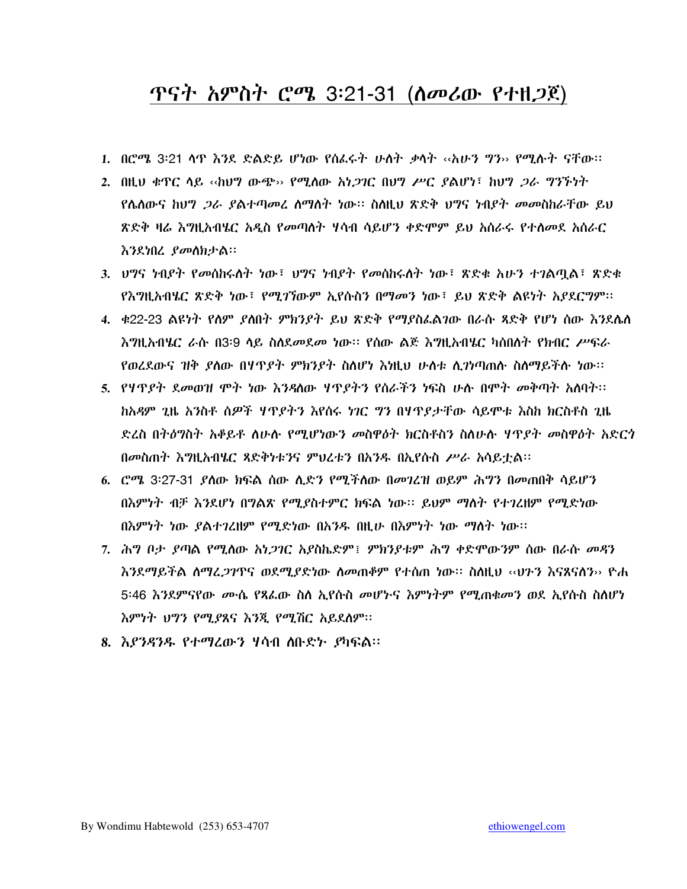# ጥናት አምስት ሮሜ 3:21-31 (ለመሪው የተዘጋጀ)

1. በሮሜ 3:21 ላጥ እንደ ድልድይ ሆነው የሰፈሩት ሁለት ቃላት ‹‹አሁን ግን›› የሚሉት ናቸው፡፡
2. በዚህ ቁጥር ላይ ‹‹ከህግ ውጭ›› የሚለው አነጋገር በህግ ሥር ያልሆነ፣ ከህግ ጋራ ግንኙነት የሌለውና ከህግ ጋራ ያልተጣመረ ለማለት ነው፡፡ ስለዚህ ጽድቅ ህግና ነቢያት መመስከራቸው ይህ ጽድቅ ዛሬ እግዚአብሄር አዲስ የመጣለት ሃሳብ ሳይሆን ቀድሞም ይህ አሰራሩ የተለመደ አሰራር እንደነበረ ያመለክታል፡፡
3. ህግና ነብያት የመሰከሩለት ነው፣ ህግና ነብያት የመሰከሩለት ነው፣ ጽድቁ አሁን ተገልጧል፣ ጽድቁ የእግዚአብሄር ጽድቅ ነው፣ የሚገኘውም ኢየሱስን በማመን ነው፣ ይህ ጽድቅ ልዩነት አያደርግም፡፡
4. ቁ22-23 ልዩነት የለም ያለበት ምክንያት ይህ ጽድቅ የማያስፈልገው በራሱ ጻድቅ የሆነ ሰው እንደሌለ እግዚአብሄር ራሱ በ3:9 ላይ ስለደመደመ ነው፡፡ የሰው ልጅ እግዚአብሄር ካሰበለት የክብር ሥፍራ የወረደውና ዝቅ ያለው በሃጥያት ምክንያት ስለሆነ እነዚህ ሁለቱ ሊገነጣጠሉ ስለማይችሉ ነው፡፡
5. የሃጥያት ደመወዝ ሞት ነው እንዳለው ሃጥያትን የሰራችን ነፍስ ሁሉ በሞት መቅጣት አለባት፡፡ ከአዳም ጊዜ አንስቶ ሰዎች ሃጥያትን እየሰሩ ነገር ግን በሃጥያታቸው ሳይሞቱ እስከ ክርስቶስ ጊዜ ድረስ በትዕግስት አቆይቶ ለሁሉ የሚሆነውን መስዋዕት ክርስቶስን ስለሁሉ ሃጥያት መስዋዕት አድርጎ በመስጠት እግዚአብሄር ጻድቅነቱንና ምህረቱን በአንዱ በኢየሱስ ሥራ አሳይቷል፡፡
6. ሮሜ 3:27-31 ያለው ክፍል ሰው ሊድን የሚችለው በመገረዝ ወይም ሕግን በመጠበቅ ሳይሆን በእምነት ብቻ እንደሆነ በግልጽ የሚያስተምር ክፍል ነው፡፡ ይህም ማለት የተገረዘም የሚድነው በእምነት ነው ያልተገረዘም የሚድነው በአንዱ በዚሁ በእምነት ነው ማለት ነው፡፡
7. ሕግ ቦታ ያጣል የሚለው አነጋገር አያስኬድም፤ ምክንያቱም ሕግ ቀድሞውንም ሰው በራሱ መዳን እንደማይችል ለማረጋገጥና ወደሚያድነው ለመጠቆም የተሰጠ ነው፡፡ ስለዚህ ‹‹ህጉን እናጸናለን›› ዮሐ 5:46 እንደምናየው ሙሴ የጻፈው ስለ ኢየሱስ መሆኑና እምነትም የሚጠቁመን ወደ ኢየሱስ ስለሆነ እምነት ህግን የሚያጸና እንጂ የሚሽር አይደለም፡፡
8. እያንዳንዱ የተማረውን ሃሳብ ለቡድኑ ያካፍል፡፡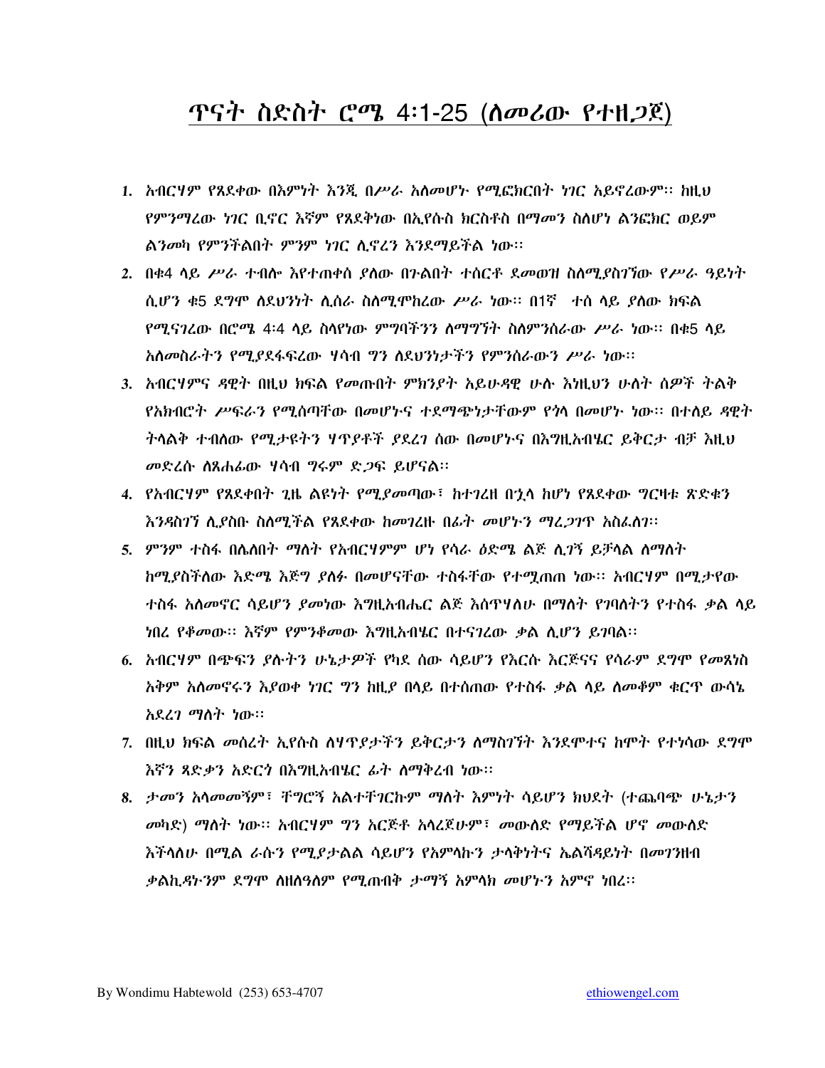# ጥናት ስድስት ሮሜ 4:1-25 (ለመሪው የተዘጋጀ)

1. አብርሃም የጸደቀው በእምነት እንጂ በሥራ አለመሆኑ የሚፎክርበት ነገር አይኖረውም፡፡ ከዚህ የምንማረው ነገር ቢኖር እኛም የጸደቅነው በኢየሱስ ክርስቶስ በማመን ስለሆነ ልንፎክር ወይም ልንመካ የምንችልበት ምንም ነገር ሊኖረን እንደማይችል ነው፡፡
2. በቁ4 ላይ ሥራ ተብሎ እየተጠቀሰ ያለው በጉልበት ተሰርቶ ደመወዝ ስለሚያስገኘው የሥራ ዓይነት ሲሆን ቁ5 ደግሞ ለደህንነት ሊሰራ ስለሚሞከረው ሥራ ነው፡፡ በ1ኛ ተሰ ላይ ያለው ክፍል የሚናገረው በሮሜ 4:4 ላይ ስላየነው ምግባችንን ለማግኘት ስለምንሰራው ሥራ ነው፡፡ በቁ5 ላይ አለመስራትን የሚያደፋፍረው ሃሳብ ግን ለደህንነታችን የምንሰራውን ሥራ ነው፡፡
3. አብርሃምና ዳዊት በዚህ ክፍል የመጡበት ምክንያት አይሁዳዊ ሁሉ እነዚህን ሁለት ሰዎች ትልቅ የአክብሮት ሥፍራን የሚሰጣቸው በመሆኑና ተደማጭነታቸውም የጎላ በመሆኑ ነው፡፡ በተለይ ዳዊት ትላልቅ ተብለው የሚታዩትን ሃጥያቶች ያደረገ ሰው በመሆኑና በእግዚአብሄር ይቅርታ ብቻ እዚህ መድረሱ ለጸሐፊው ሃሳብ ግሩም ድጋፍ ይሆናል፡፡
4. የአብርሃም የጸደቀበት ጊዜ ልዩነት የሚያመጣው፣ ከተገረዘ በኋላ ከሆነ የጸደቀው ግርዛቱ ጽድቁን እንዳስገኘ ሊያስቡ ስለሚችል የጸደቀው ከመገረዙ በፊት መሆኑን ማረጋገጥ አስፈለገ፡፡
5. ምንም ተስፋ በሌለበት ማለት የአብርሃምም ሆነ የሳራ ዕድሜ ልጅ ሊገኝ ይቻላል ለማለት ከሚያስችለው እድሜ እጅግ ያለፉ በመሆናቸው ተስፋቸው የተሟጠጠ ነው፡፡ አብርሃም በሚታየው ተስፋ አለመኖር ሳይሆን ያመነው እግዚአብሔር ልጅ እሰጥሃለሁ በማለት የገባለትን የተስፋ ቃል ላይ ነበረ የቆመው፡፡ እኛም የምንቆመው እግዚአብሄር በተናገረው ቃል ሊሆን ይገባል፡፡
6. አብርሃም በጭፍን ያሉትን ሁኔታዎች የካደ ሰው ሳይሆን የእርሱ እርጅናና የሳራም ደግሞ የመጸነስ አቅም አለመኖሩን እያወቀ ነገር ግን ከዚያ በላይ በተሰጠው የተስፋ ቃል ላይ ለመቆም ቁርጥ ውሳኔ አደረገ ማለት ነው፡፡
7. በዚህ ክፍል መሰረተ ኢየሱስ ለሃጥያታችን ይቅርታን ለማስገኘት እንደሞተና ከሞት የተነሳው ደግሞ እኛን ጻድቃን አድርጎ በእግዚአብሄር ፊት ለማቅረብ ነው፡፡
8. ታመን አላመመኝም፣ ቸግሮኝ አልተቸገርኩም ማለት እምነት ሳይሆን ክህደት (ተጨባጭ ሁኔታን መካድ) ማለት ነው፡፡ አብርሃም ግን አርጅቶ አላረጀሁም፣ መውለድ የማይችል ሆኖ መውለድ እችላለሁ በሚል ራሱን የሚያታልል ሳይሆን የአምላኩን ታላቅነትና ኤልሻዳይነት በመገንዘብ ቃልኪዳኑንም ደግሞ ለዘለዓለም የሚጠብቅ ታማኝ አምላክ መሆኑን አምኖ ነበረ፡፡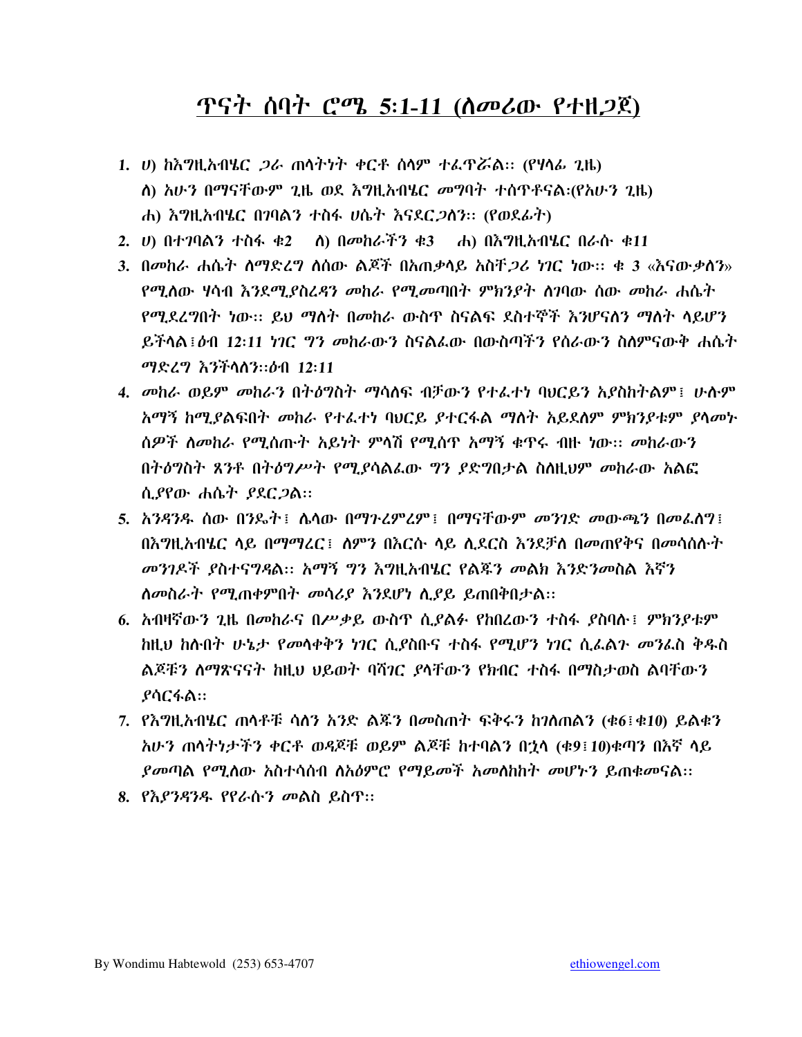# ጥናት ሰባት ሮሜ 5:1-11 (ለመሪው የተዘጋጀ)

1. ሀ) ከእግዚአብሄር ጋራ ጠላትነት ቀርቶ ሰላም ተፈጥሯል:: (የሃላፊ ጊዜ)
   ለ) አሁን በማናቸውም ጊዜ ወደ እግዚአብሄር መግባት ተሰጥቶናል:(የአሁን ጊዜ)
   ሐ) እግዚአብሄር በገባልን ተስፋ ሀሴት እናደርጋለን:: (የወደፊት)
2. ሀ) በተገባልን ተስፋ ቁ2    ለ) በመከራችን ቁ3    ሐ) በእግዚአብሄር በራሱ ቁ11
3. በመከራ ሐሴት ለማድረግ ለሰው ልጆች በአጠቃላይ አስቸጋሪ ነገር ነው:: ቁ 3 «እናውቃለን» የሚለው ሃሳብ እንደሚያስረዳን መከራ የሚመጣበት ምክንያት ለገባው ሰው መከራ ሐሴት የሚደረግበት ነው:: ይህ ማለት በመከራ ውስጥ ስናልፍ ደስተኞች እንሆናለን ማለት ላይሆን ይችላል፤ዕብ 12:11 ነገር ግን መከራውን ስናልፈው በውስጣችን የሰራውን ስለምናውቅ ሐሴት ማድረግ እንችላለን::ዕብ 12:11
4. መከራ ወይም መከራን በትዕግስት ማሳለፍ ብቻውን የተፈተነ ባህርይን አያስከትልም፤ ሁሉም አማኝ ከሚያልፍበት መከራ የተፈተነ ባህርይ ያተርፋል ማለት አይደለም ምክንያቱም ያላመኑ ሰዎች ለመከራ የሚሰጡት አይነት ምላሽ የሚሰጥ አማኝ ቁጥሩ ብዙ ነው:: መከራውን በትዕግስት ጸንቶ በትዕግሥት የሚያሳልፈው ግን ያድግበታል ስለዚህም መከራው አልፎ ሲያየው ሐሴት ያደርጋል::
5. አንዳንዱ ሰው በንዴት፤ ሌላው በማጉረምረም፤ በማናቸውም መንገድ መውጫን በመፈለግ፤ በእግዚአብሄር ላይ በማማረር፤ ለምን በእርሱ ላይ ሊደርስ እንደቻለ በመጠየቅና በመሳሰሉት መንገዶች ያስተናግዳል:: አማኝ ግን እግዚአብሄር የልጁን መልክ እንድንመስል እኛን ለመስራት የሚጠቀምበት መሳሪያ እንደሆነ ሲያይ ይጠበቅበታል::
6. አብዛኛውን ጊዜ በመከራና በሥቃይ ውስጥ ሲያልፉ የከበረውን ተስፋ ያስባሉ፤ ምክንያቱም ከዚህ ከሉበት ሁኔታ የመላቀቅን ነገር ሲያስቡና ተስፋ የሚሆን ነገር ሲፈልጉ መንፈስ ቅዱስ ልጆቹን ለማጽናናት ከዚህ ህይወት ባሻገር ያላቸውን የክብር ተስፋ በማስታወስ ልባቸውን ያሳርፋል::
7. የእግዚአብሄር ጠላቶቹ ሳለን አንድ ልጁን በመስጠት ፍቅሩን ከገለጠልን (ቁ6፤ቁ10) ይልቁን አሁን ጠላትነታችን ቀርቶ ወዳጆቹ ወይም ልጆቹ ከተባልን በኋላ (ቁ9፤10)ቁጣን በእኛ ላይ ያመጣል የሚለው አስተሳሰብ ለአዕምሮ የማይመች አመለከከት መሆኑን ይጠቁመናል::
8. የእያንዳንዱ የየራሱን መልስ ይስጥ::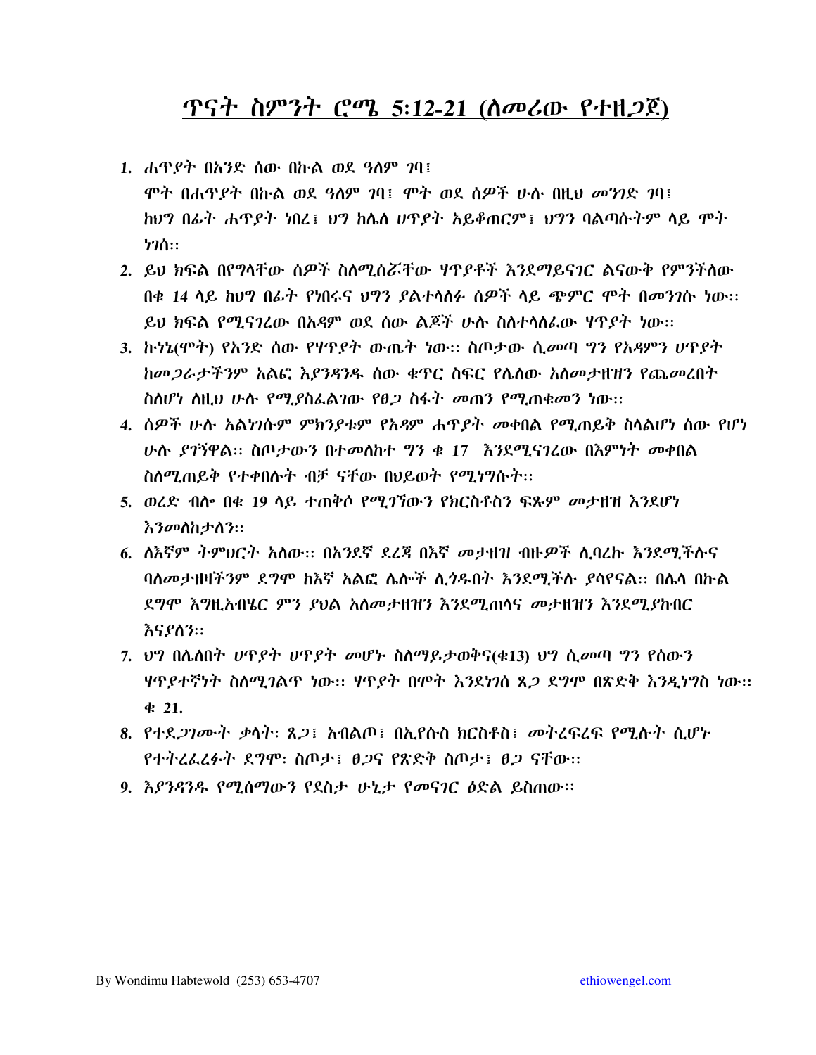# ጥናት ስምንት ሮሜ 5:12-21 (ለመሪው የተዘጋጀ)

1. ሐጥያት በአንድ ሰው በኩል ወደ ዓለም ገባ፣
   ሞት በሐጥያት በኩል ወደ ዓለም ገባ፣ ሞት ወደ ሰዎች ሁሉ በዚህ መንገድ ገባ፣
   ከህግ በፊት ሐጥያት ነበረ፣ ህግ ከሌለ ሀጥያት አይቆጠርም፣ ህግን ባልጣሱትም ላይ ሞት ነገሰ።
2. ይህ ክፍል በየግላቸው ሰዎች ስለሚሰሯቸው ሃጥያቶች እንደማይናገር ልናውቅ የምንችለው በቁ 14 ላይ ከህግ በፊት የነበሩና ህግን ያልተላለፉ ሰዎች ላይ ጭምር ሞት በመንገሱ ነው። ይህ ክፍል የሚናገረው በአዳም ወደ ሰው ልጆች ሁሉ ስለተላለፈው ሃጥያት ነው።
3. ኩነኔ(ሞት) የአንድ ሰው የሃጥያት ውጤት ነው። ስጦታው ሲመጣ ግን የአዳምን ሀጥያት ከመጋራታችንም አልፎ እያንዳንዱ ሰው ቁጥር ስፍር የሌለው አለመታዘዝን የጨመረበት ስለሆነ ለዚህ ሁሉ የሚያስፈልገው የፀጋ ስፋት መጠን የሚጠቁመን ነው።
4. ሰዎች ሁሉ አልነገሱም ምክንያቱም የአዳም ሐጥያት መቀበል የሚጠይቅ ስላልሆነ ሰው የሆነ ሁሉ ያገኘዋል። ስጦታውን በተመለከተ ግን ቁ 17 እንደሚናገረው በእምነት መቀበል ስለሚጠይቅ የተቀበሉት ብቻ ናቸው በህይወት የሚነግሱት።
5. ወረድ ብሎ በቁ 19 ላይ ተጠቅሶ የሚገኘውን የክርስቶስን ፍጹም መታዘዝ እንደሆነ እንመለከታለን።
6. ለእኛም ትምህርት አለው። በአንደኛ ደረጃ በእኛ መታዘዝ ብዙዎች ሊባረኩ እንደሚችሉና ባለመታዘዛችንም ደግሞ ከእኛ አልፎ ሌሎች ሊጎዱበት እንደሚችሉ ያሳየናል። በሌላ በኩል ደግሞ እግዚአብሄር ምን ያህል አለመታዘዝን እንደሚጠላና መታዘዝን እንደሚያከብር እናያለን።
7. ህግ በሌለበት ሀጥያት ሀጥያት መሆኑ ስለማይታወቅና(ቁ13) ህግ ሲመጣ ግን የሰውን ሃጥያተኛነት ስለሚገልጥ ነው። ሃጥያት በሞት እንደነገሰ ጸጋ ደግሞ በጽድቅ እንዲነግስ ነው። ቁ 21.
8. የተደጋገሙት ቃላት: ጸጋ፣ አብልጦ፣ በኢየሱስ ክርስቶስ፣ መትረፍረፍ የሚሉት ሲሆኑ የተትረፈረፉት ደግሞ: ስጦታ፣ ፀጋና የጽድቅ ስጦታ፣ ፀጋ ናቸው።
9. እያንዳንዱ የሚሰማውን የደስታ ሁኒታ የመናገር ዕድል ይስጠው።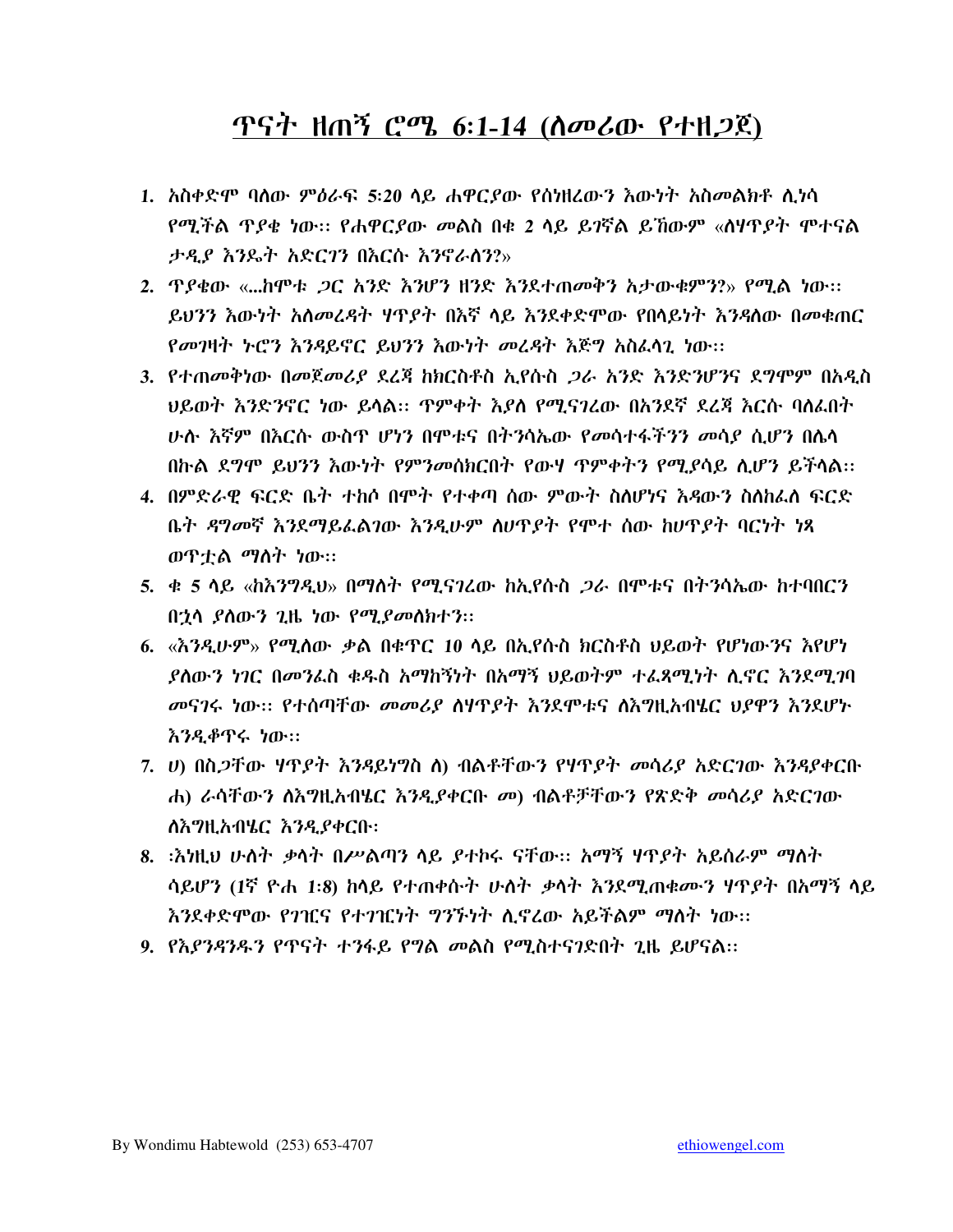# ጥናት ዘጠኝ ሮሜ 6:1-14 (ለመሪው የተዘጋጀ)

1. አስቀድሞ ባለው ምዕራፍ 5:20 ላይ ሐዋርያው የሰነዘረውን እውነት አስመልክቶ ሊነሳ የሚችል ጥያቄ ነው። የሐዋርያው መልስ በቁ 2 ላይ ይገኛል ይኸውም «ለሃጥያት ሞተናል ታዲያ እንዴት አድርገን በእርሱ እንኖራለን?»
2. ጥያቄው «...ከሞቱ ጋር አንድ እንሆን ዘንድ እንደተጠመቅን አታውቁምን?» የሚል ነው። ይህንን እውነት አለመረዳት ሃጥያት በእኛ ላይ እንደቀድሞው የበላይነት እንዳለው በመቁጠር የመገዛት ኑሮን እንዳይኖር ይህንን እውነት መረዳት እጅግ አስፈላጊ ነው።
3. የተጠመቅነው በመጀመሪያ ደረጃ ከክርስቶስ ኢየሱስ ጋራ አንድ እንድንሆንና ደግሞም በአዲስ ህይወት እንድንኖር ነው ይላል። ጥምቀት እያለ የሚናገረው በአንደኛ ደረጃ እርሱ ባለፈበት ሁሉ እኛም በእርሱ ውስጥ ሆነን በሞቱና በትንሳኤው የመሳተፋችንን መሳያ ሲሆን በሌላ በኩል ደግሞ ይህንን እውነት የምንመሰክርበት የውሃ ጥምቀትን የሚያሳይ ሊሆን ይችላል።
4. በምድራዊ ፍርድ ቤት ተከሶ በሞት የተቀጣ ሰው ምውት ስለሆነና እዳውን ስለከፈለ ፍርድ ቤት ዳግመኛ እንደማይፈልገው እንዲሁም ለሀጥያት የሞተ ሰው ከሀጥያት ባርነት ነጻ ወጥቷል ማለት ነው።
5. ቁ 5 ላይ «ከእንግዲህ» በማለት የሚናገረው ከኢየሱስ ጋራ በሞቱና በትንሳኤው ከተባበርን በኋላ ያለውን ጊዜ ነው የሚያመለክተን።
6. «እንዲሁም» የሚለው ቃል በቁጥር 10 ላይ በኢየሱስ ክርስቶስ ህይወት የሆነውንና እየሆነ ያለውን ነገር በመንፈስ ቁዱስ አማከኝነት በአማኝ ህይወትም ተፈጻሚነት ሊኖር እንደሚገባ መናገሩ ነው። የተሰጣቸው መመሪያ ለሃጥያት እንደሞቱና ለእግዚአብሄር ህያዋን እንደሆኑ እንዲቆጥሩ ነው።
7. ሀ) በስጋቸው ሃጥያት እንዳይነግስ ለ) ብልቶቸውን የሃጥያት መሳሪያ አድርገው እንዳያቀርቡ ሐ) ራሳቸውን ለእግዚአብሄር እንዲያቀርቡ መ) ብልቶቻቸውን የጽድቅ መሳሪያ አድርገው ለእግዚአብሄር እንዲያቀርቡ፡
8. ፡እነዚህ ሁለት ቃላት በሥልጣን ላይ ያተኮሩ ናቸው። አማኝ ሃጥያት አይሰራም ማለት ሳይሆን (1ኛ ዮሐ 1:8) ከላይ የተጠቀሱት ሁለት ቃላት እንደሚጠቁሙን ሃጥያት በአማኝ ላይ እንደቀድሞው የገዢና የተገዢነት ግንኙነት ሊኖረው አይችልም ማለት ነው።
9. የእያንዳንዱን የጥናት ተንፋይ የግል መልስ የሚስተናገድበት ጊዜ ይሆናል።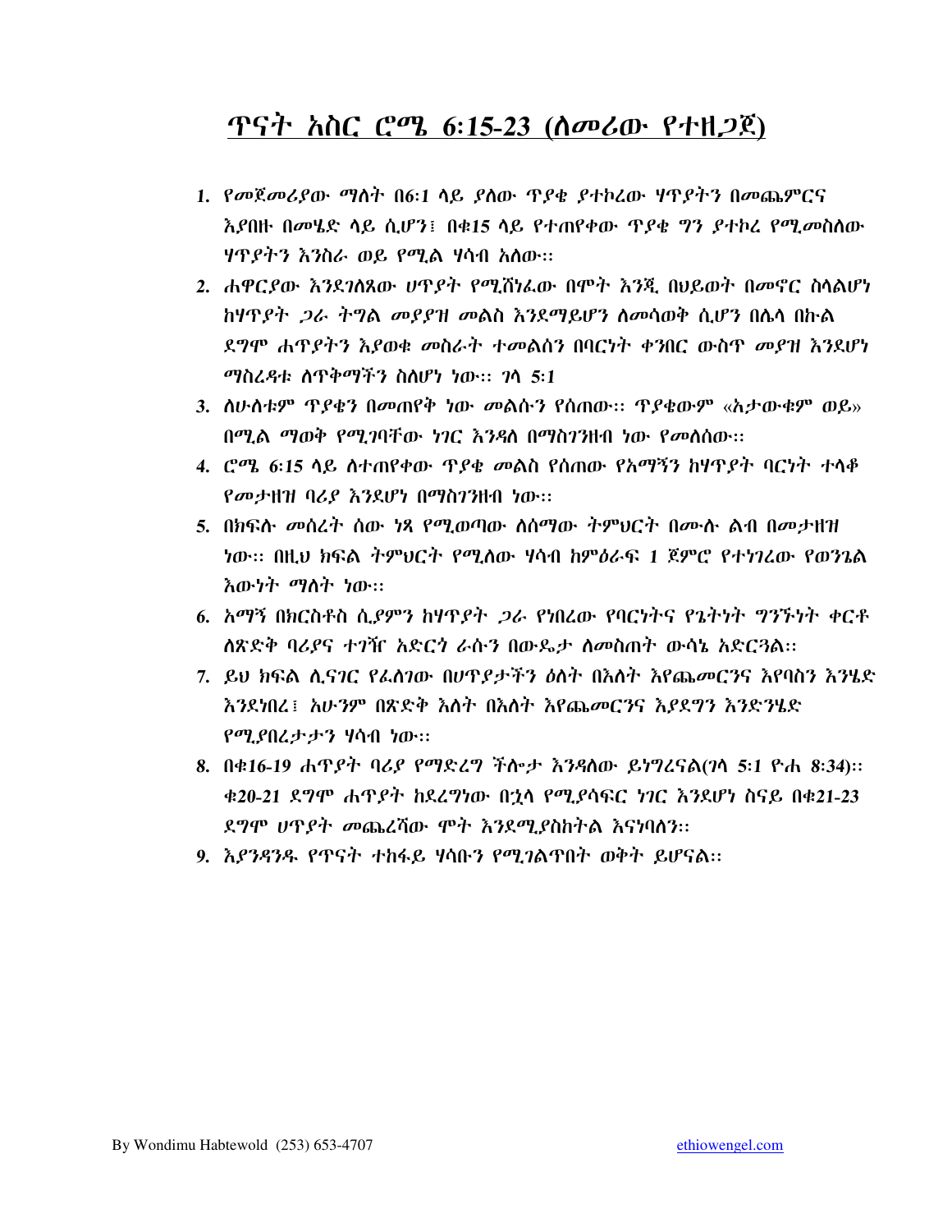# ጥናት አስር ሮሜ 6:15-23 (ለመሪው የተዘጋጀ)

1. የመጀመሪያው ማለት በ6:1 ላይ ያለው ጥያቄ ያተኮረው ሃጥያትን በመጨምርና እያበዙ በመሄድ ላይ ሲሆን፤ በቁ15 ላይ የተጠየቀው ጥያቄ ግን ያተኮረ የሚመስለው ሃጥያትን እንስራ ወይ የሚል ሃሳብ አለው።
2. ሐዋርያው እንደገለጸው ሀጥያት የሚሸነፈው በሞት እንጂ በህይወት በመኖር ስላልሆነ ከሃጥያት ጋራ ትግል መያያዝ መልስ እንደማይሆን ለመሳወቅ ሲሆን በሌላ በኩል ደግሞ ሐጥያትን እያወቁ መስራት ተመልሰን በባርነት ቀንበር ውስጥ መያዝ እንደሆነ ማስረዳቱ ለጥቅማችን ስለሆነ ነው። ገላ 5:1
3. ለሁለቱም ጥያቄን በመጠየቅ ነው መልሱን የሰጠው። ጥያቄውም «አታውቁም ወይ» በሚል ማወቅ የሚገባቸው ነገር እንዳለ በማስገንዘብ ነው የመለሰው።
4. ሮሜ 6:15 ላይ ለተጠየቀው ጥያቄ መልስ የሰጠው የአማኝን ከሃጥያት ባርነት ተላቆ የመታዘዝ ባሪያ እንደሆነ በማስገንዘብ ነው።
5. በክፍሉ መሰረት ሰው ነጻ የሚወጣው ለሰማው ትምህርት በሙሉ ልብ በመታዘዝ ነው። በዚህ ክፍል ትምህርት የሚለው ሃሳብ ከምዕራፍ 1 ጀምሮ የተነገረው የወንጌል እውነት ማለት ነው።
6. አማኝ በክርስቶስ ሲያምን ከሃጥያት ጋራ የነበረው የባርነትና የጌትነት ግንኙነት ቀርቶ ለጽድቅ ባሪያና ተገዥ አድርጎ ራሱን በውዴታ ለመስጠት ውሳኔ አድርጓል።
7. ይህ ክፍል ሊናገር የፈለገው በሀጥያታችን ዕለት በእለት እየጨመርንና እየባስን እንኄድ እንደነበረ፤ አሁንም በጽድቅ እለት በእለት እየጨመርንና እያደግን እንድንሄድ የሚያበረታታን ሃሳብ ነው።
8. በቁ16-19 ሐጥያት ባሪያ የማድረግ ችሎታ እንዳለው ይነግረናል(ገላ 5:1 ዮሐ 8:34)። ቁ20-21 ደግሞ ሐጥያት ከደረግነው በኋላ የሚያሳፍር ነገር እንደሆነ ስናይ በቁ21-23 ደግሞ ሀጥያት መጨረሻው ሞት እንደሚያስከትል እናነባለን።
9. እያንዳንዱ የጥናት ተከፋይ ሃሳቡን የሚገልጥበት ወቅት ይሆናል።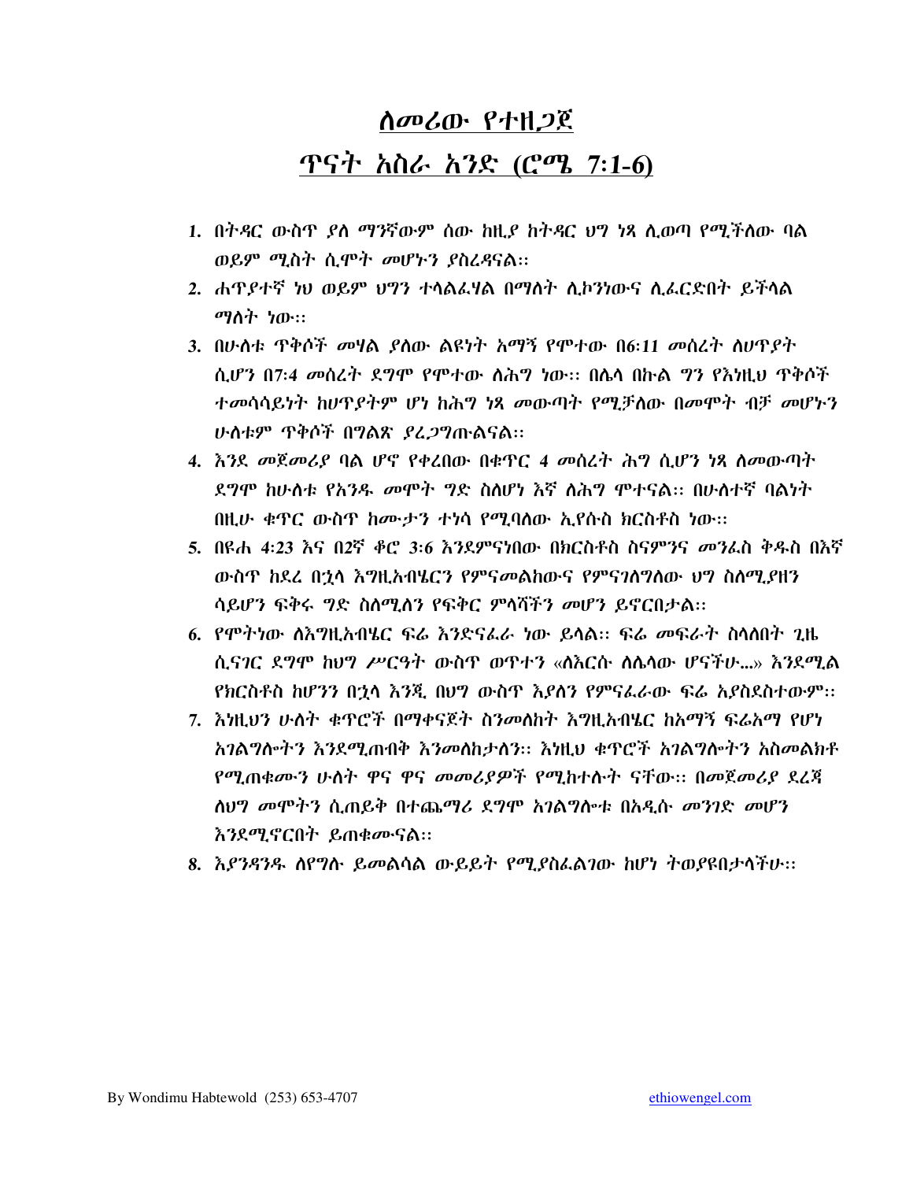# ለመሪው የተዘጋጀ

## ጥናት አስራ አንድ (ሮሜ 7:1-6)

1. በትዳር ውስጥ ያለ ማንኛውም ሰው ከዚያ ከትዳር ህግ ነጻ ሊወጣ የሚችለው ባል ወይም ሚስት ሲሞት መሆኑን ያስረዳናል።
2. ሐጥያተኛ ነህ ወይም ህግን ተላልፈሃል በማለት ሊኮንነውና ሊፈርድበት ይችላል ማለት ነው።
3. በሁለቱ ጥቅሶች መሃል ያለው ልዩነት አማኝ የሞተው በ6:11 መሰረት ለህጥያት ሲሆን በ7:4 መሰረት ደግሞ የሞተው ለሕግ ነው። በሌላ በኩል ግን የእነዚህ ጥቅሶች ተመሳሳይነት ከህጥያትም ሆነ ከሕግ ነጻ መውጣት የሚቻለው በመሞት ብቻ መሆኑን ሁለቱም ጥቅሶች በግልጽ ያረጋግጡልናል።
4. እንደ መጀመሪያ ባል ሆኖ የቀረበው በቁጥር 4 መሰረት ሕግ ሲሆን ነጻ ለመውጣት ደግሞ ከሁለቱ የአንዱ መሞት ግድ ስለሆነ እኛ ለሕግ ሞተናል። በሁለተኛ ባልነት በዚሁ ቁጥር ውስጥ ከሙታን ተነሳ የሚባለው ኢየሱስ ክርስቶስ ነው።
5. በዩሐ 4:23 እና በ2ኛ ቆሮ 3:6 እንደምናነበው በክርስቶስ ስናምንና መንፈስ ቅዱስ በእኛ ውስጥ ከደረ በኋላ እግዚአብሄርን የምናመልከውና የምናገለግለው ህግ ስለሚያዘን ሳይሆን ፍቅሩ ግድ ስለሚለን የፍቅር ምላሻችን መሆን ይኖርበታል።
6. የሞትነው ለእግዚአብሄር ፍሬ እንድናፈራ ነው ይላል። ፍሬ መፍራት ስላለበት ጊዜ ሲናገር ደግሞ ከህግ ሥርዓት ውስጥ ወጥተን «ለእርሱ ለሌላው ሆናችሁ...» እንደሚል የክርስቶስ ከሆንን በኋላ እንጂ በህግ ውስጥ እያለን የምናፈራው ፍሬ አያስደስተውም።
7. እነዚህን ሁለት ቁጥሮች በማቀናጀት ስንመለከት እግዚአብሄር ከአማኝ ፍሬአማ የሆነ አገልግሎትን እንደሚጠብቅ እንመለከታለን። እነዚህ ቁጥሮች አገልግሎትን አስመልክቶ የሚጠቁሙን ሁለት ዋና ዋና መመሪያዎች የሚከተሉት ናቸው። በመጀመሪያ ደረጃ ለህግ መሞትን ሲጠይቅ በተጨማሪ ደግሞ አገልግሎቱ በአዲሱ መንገድ መሆን እንደሚኖርበት ይጠቁሙናል።
8. እያንዳንዱ ለየግሉ ይመልሳል ውይይት የሚያስፈልገው ከሆነ ትወያዩበታላችሁ።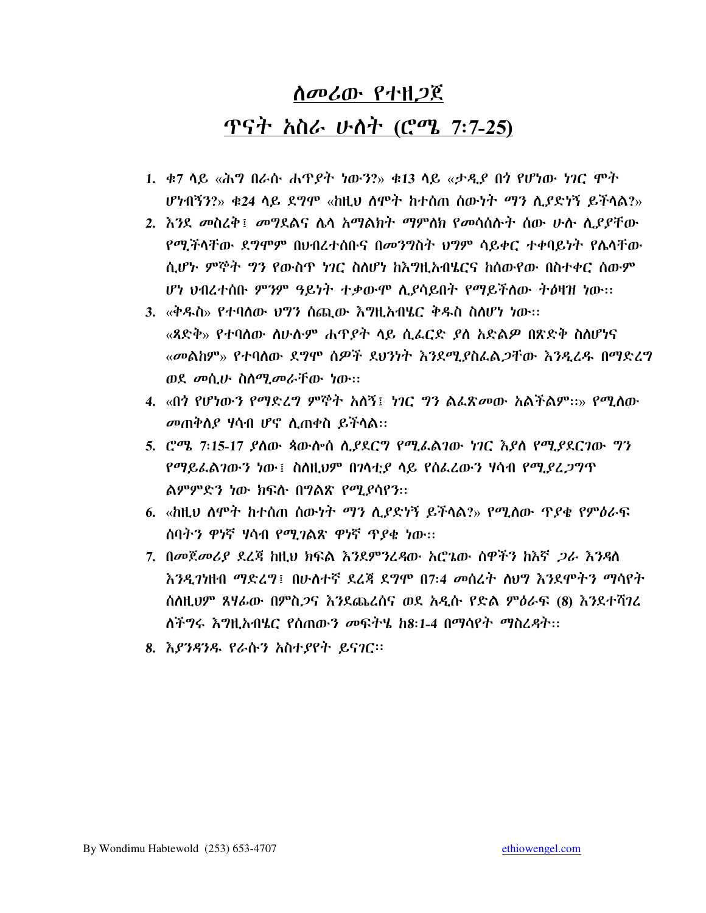# ለመሪው የተዘጋጀ

# ጥናት አስራ ሁለት (ሮሜ 7:7-25)

1. ቁ7 ላይ «ሕግ በራሱ ሐጥያት ነውን?» ቁ13 ላይ «ታዲያ በጎ የሆነው ነገር ሞት ሆነብኝን?» ቁ24 ላይ ደግሞ «ከዚህ ለሞት ከተሰጠ ሰውነት ማን ሊያድነኝ ይችላል?»
2. እንደ መስረቅ፤ መግደልና ሌላ አማልክት ማምለክ የመሳሰሉት ሰው ሁሉ ሊያያቸው የሚችላቸው ደግሞም በህብረተሰቡና በመንግስት ህግም ሳይቀር ተቀባይነት የሌላቸው ሲሆኑ ምኞት ግን የውስጥ ነገር ስለሆነ ከእግዚአብሄርና ከሰውየው በስተቀር ሰውም ሆነ ህብረተሰቡ ምንም ዓይነት ተቃውሞ ሊያሳይበት የማይችለው ትዕዛዝ ነው።
3. «ቅዱስ» የተባለው ህግን ሰጪው እግዚአብሄር ቅዱስ ስለሆነ ነው። «ጻድቅ» የተባለው ለሁሉም ሐጥያት ላይ ሲፈርድ ያለ አድልዎ በጽድቅ ስለሆነና «መልከም» የተባለው ደግሞ ሰዎች ደህንነት እንደሚያስፈልጋቸው እንዲረዱ በማድረግ ወደ መሲሁ ስለሚመራቸው ነው።
4. «በጎ የሆነውን የማድረግ ምኞት አለኝ፤ ነገር ግን ልፈጽመው አልችልም።» የሚለው መጠቅለያ ሃሳብ ሆኖ ሊጠቀስ ይችላል።
5. ሮሜ 7:15-17 ያለው ጳውሎስ ሊያደርግ የሚፈልገው ነገር እያለ የሚያደርገው ግን የማይፈልገውን ነው፤ ስለዚህም በገላቲያ ላይ የሰፈረውን ሃሳብ የሚያረጋግጥ ልምምድን ነው ክፍሉ በግልጽ የሚያሳየን።
6. «ከዚህ ለሞት ከተሰጠ ሰውነት ማን ሊያድነኝ ይችላል?» የሚለው ጥያቄ የምዕራፍ ሰባትን ዋነኛ ሃሳብ የሚገልጽ ዋነኛ ጥያቄ ነው።
7. በመጀመሪያ ደረጃ ከዚህ ክፍል እንደምንረዳው አሮጌው ሰዋችን ከእኛ ጋራ እንዳለ እንዲገነዘብ ማድረግ፤ በሁለተኛ ደረጃ ደግሞ በ7:4 መሰረት ለህግ እንደሞትን ማሳየት ሰለዚህም ጸሃፊው በምስጋና እንደጨረሰና ወደ አዲሱ የድል ምዕራፍ (8) እንደተሻገረ ለችግሩ እግዚአብሄር የሰጠውን መፍትሄ ከ8:1-4 በማሳየት ማስረዳት።
8. እያንዳንዱ የራሱን አስተያየት ይናገር።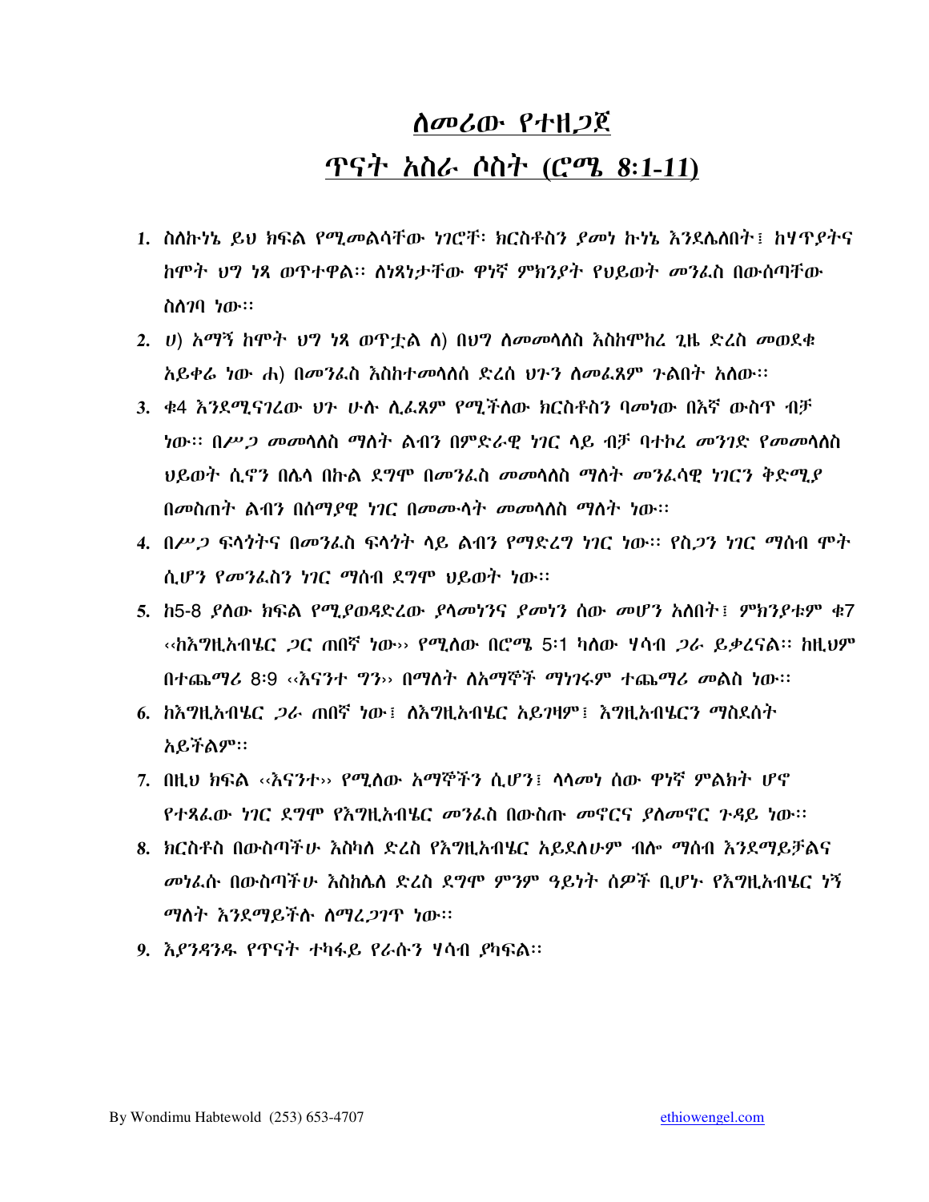# ለመሪው የተዘጋጀ

## ጥናት አስራ ሶስት (ሮሜ 8:1-11)

1. ስለኩነኔ ይህ ክፍል የሚመልሳቸው ነገሮች፡ ክርስቶስን ያመነ ኩነኔ እንደሌለበት፤ ከሃጥያትና ከሞት ህግ ነጻ ወጥተዋል። ለነጻነታቸው ዋነኛ ምክንያት የህይወት መንፈስ በውስጣቸው ስለገባ ነው።
2. ሀ) አማኝ ከሞት ህግ ነጻ ወጥቷል ለ) በህግ ለመመላለስ እስከሞከረ ጊዜ ድረስ መወደቁ አይቀሬ ነው ሐ) በመንፈስ እስከተመላለሰ ድረሰ ህጉን ለመፈጸም ጉልበት አለው።
3. ቁ4 እንደሚናገረው ህጉ ሁሉ ሊፈጸም የሚችለው ክርስቶስን ባመነው በእኛ ውስጥ ብቻ ነው። በሥጋ መመላለስ ማለት ልብን በምድራዊ ነገር ላይ ብቻ ባተኮረ መንገድ የመመላለስ ህይወት ሲኖን በሌላ በኩል ደግሞ በመንፈስ መመላለስ ማለት መንፈሳዊ ነገርን ቅድሚያ በመስጠት ልብን በሰማያዊ ነገር በመሙላት መመላለስ ማለት ነው።
4. በሥጋ ፍላጎትና በመንፈስ ፍላጎት ላይ ልብን የማድረግ ነገር ነው። የስጋን ነገር ማሰብ ሞት ሲሆን የመንፈስን ነገር ማሰብ ደግሞ ህይወት ነው።
5. ከ5-8 ያለው ክፍል የሚያወዳድረው ያላመነንና ያመነን ሰው መሆን አለበት፤ ምክንያቱም ቁ7 ‹‹ከእግዚአብሄር ጋር ጠበኛ ነው›› የሚለው በሮሜ 5:1 ካለው ሃሳብ ጋራ ይቃረናል። ከዚህም በተጨማሪ 8:9 ‹‹እናንተ ግን›› በማለት ለአማኞች ማነገሩም ተጨማሪ መልስ ነው።
6. ከእግዚአብሄር ጋራ ጠበኛ ነው፤ ለእግዚአብሄር አይገዛም፤ እግዚአብሄርን ማስደሰት አይችልም።
7. በዚህ ክፍል ‹‹እናንተ›› የሚለው አማኞችን ሲሆን፤ ላላመነ ሰው ዋነኛ ምልክት ሆኖ የተጻፈው ነገር ደግሞ የእግዚአብሄር መንፈስ በውስጡ መኖርና ያለመኖር ጉዳይ ነው።
8. ክርስቶስ በውስጣችሁ እስካለ ድረስ የእግዚአብሄር አይደለሁም ብሎ ማሰብ እንደማይቻልና መነፈሱ በውስጣችሁ እስከሌለ ድረስ ደግሞ ምንም ዓይነት ሰዎች ቢሆኑ የእግዚአብሄር ነኝ ማለት እንደማይችሉ ለማረጋገጥ ነው።
9. እያንዳንዱ የጥናት ተካፋይ የራሱን ሃሳብ ያካፍል።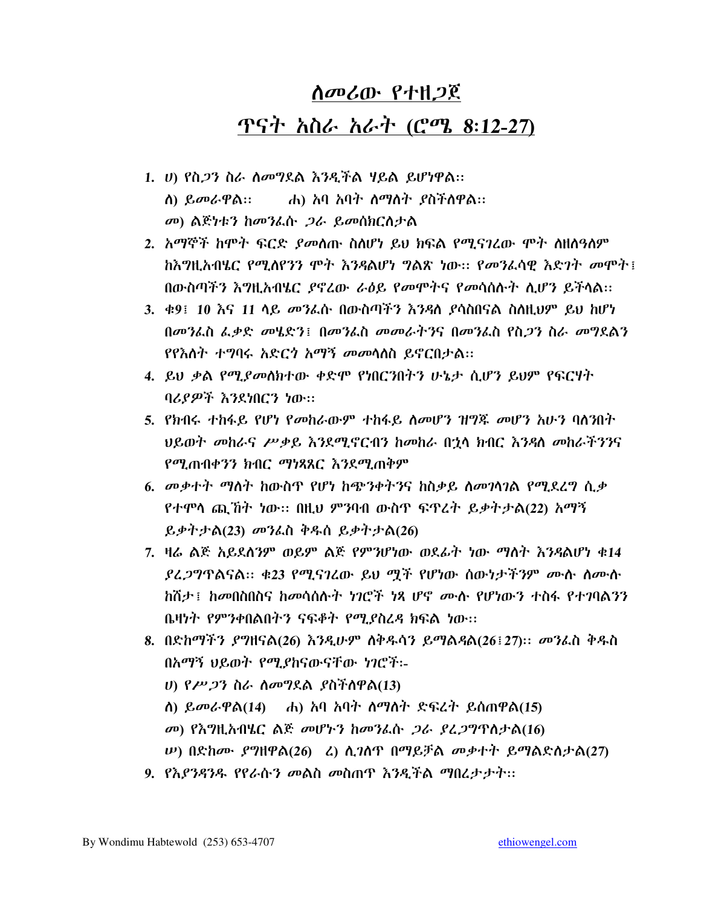# ለመሪው የተዘጋጀ

## ጥናት አስራ አራት (ሮሜ 8:12-27)

1. ሀ) የስጋን ስራ ለመግደል እንዲችል ሃይል ይሆነዋል፡፡
   ለ) ይመራዋል፡፡ ሐ) አባ አባት ለማለት ያስችለዋል፡፡
   መ) ልጅነቱን ከመንፈሱ ጋራ ይመሰክርለታል
2. አማኞች ከሞት ፍርድ ያመለጡ ስለሆነ ይህ ክፍል የሚናገረው ሞት ለዘለዓለም ከእግዚአብሄር የሚለየንን ሞት እንዳልሆነ ግልጽ ነው፡፡ የመንፈሳዊ እድገት መሞት፤ በውስጣችን እግዚአብሄር ያኖረው ራዕይ የመሞትና የመሳሰሉት ሊሆን ይችላል፡፡
3. ቁ9፤ 10 እና 11 ላይ መንፈሱ በውስጣችን እንዳለ ያሳሰበናል ስለዚህም ይህ ከሆነ በመንፈስ ፈቃድ መሄድን፤ በመንፈስ መመራትንና በመንፈስ የስጋን ስራ መግደልን የየእለት ተግባሩ አድርጎ አማኝ መመላለስ ይኖርበታል፡፡
4. ይህ ቃል የሚያመለክተው ቀድሞ የነበርንበትን ሁኔታ ሲሆን ይህም የፍርሃት ባሪያዎች እንደነበርን ነው፡፡
5. የክብሩ ተከፋይ የሆነ የመከራውም ተከፋይ ለመሆን ዝግጁ መሆን አሁን ባለንበት ህይወት መከራና ሥቃይ እንደሚኖርብን ከመከራ በኋላ ክብር እንዳለ መከራችንንና የሚጠብቀንን ክብር ማነጻጸር እንደሚጠቅም
6. መቃተት ማለት ከውስጥ የሆነ ከጭንቀትንና ከስቃይ ለመገላገል የሚደረግ ሲቃ የተሞላ ጩኸት ነው፡፡ በዚህ ምንባብ ውስጥ ፍጥረት ይቃትታል(22) አማኝ ይቃትታል(23) መንፈስ ቅዱስ ይቃትታል(26)
7. ዛሬ ልጅ አይደለንም ወይም ልጅ የምንሆነው ወደፊት ነው ማለት እንዳልሆነ ቁ14 ያረጋግጥልናል፡፡ ቁ23 የሚናገረው ይህ ሟች የሆነው ሰውነታችንም ሙሉ ለሙሉ ከሽታ፤ ከመበስበስና ከመሳሰሉት ነገሮች ነጻ ሆኖ ሙሉ የሆነውን ተስፋ የተገባልንን ቤዛነት የምንቀበልበትን ናፍቆት የሚያስረዳ ክፍል ነው፡፡
8. በድካማችን ያግዘናል(26) እንዲሁም ለቅዱሳን ይማልዳል(26፤27)፡፡ መንፈስ ቅዱስ በአማኝ ህይወት የሚያከናውናቸው ነገሮች፡-
   ሀ) የሥጋን ስራ ለመግደል ያስችለዋል(13)
   ለ) ይመራዋል(14) ሐ) አባ አባት ለማለት ድፍረት ይሰጠዋል(15)
   መ) የእግዚአብሄር ልጅ መሆኑን ከመንፈሱ ጋራ ያረጋግጥለታል(16)
   ሠ) በድከሙ ያግዘዋል(26) ረ) ሊገለጥ በማይቻል መቃተት ይማልድለታል(27)
9. የእያንዳንዱ የየራሱን መልስ መስጠጥ እንዲችል ማበረታታት፡፡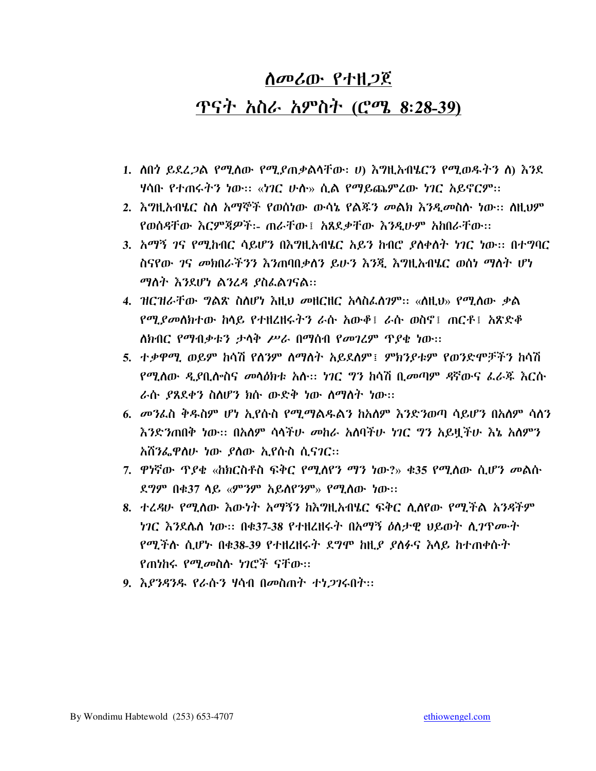# ለመሪው የተዘጋጀ

## ጥናት አስራ አምስት (ሮሜ 8:28-39)

1. ለበጎ ይደረጋል የሚለው የሚያጠቃልላቸው፡ ሀ) እግዚአብሄርን የሚወዱትን ለ) እንደ ሃሳቡ የተጠሩትን ነው፡፡ «ነገር ሁሉ» ሲል የማይጨምረው ነገር አይኖርም፡፡
2. እግዚአብሄር ስለ አማኞች የወሰነው ውሳኔ የልጁን መልክ እንዲመስሉ ነው፡፡ ለዚህም የወሰዳቸው እርምጃዎች፡- ጠራቸው፤ አጸደቃቸው እንዲሁም አከበራቸው፡፡
3. አማኝ ገና የሚከብር ሳይሆን በእግዚአብሄር አይን ከብሮ ያለቀለት ነገር ነው፡፡ በተግባር ስናየው ገና መክበራችንን እንጠባበቃለን ይሁን እንጂ እግዚአብሄር ወስነ ማለት ሆነ ማለት እንደሆነ ልንረዳ ያስፈልገናል፡፡
4. ዝርዝራቸው ግልጽ ስለሆነ እዚህ መዘርዘር አላስፈለገም፡፡ «ለዚህ» የሚለው ቃል የሚያመለክተው ከላይ የተዘረዘሩትን ራሱ አውቆ፤ ራሱ ወስኖ፤ ጠርቶ፤ አጽድቆ ለክብር የማብቃቱን ታላቅ ሥራ በማሰብ የመገረም ጥያቄ ነው፡፡
5. ተቃዋሚ ወይም ከሳሽ የለንም ለማለት አይደለም፤ ምክንያቱም የወንድሞቻችን ከሳሽ የሚለው ዲያቢሎስና መላዕክቱ አሉ፡፡ ነገር ግን ከሳሽ ቢመጣም ዳኛውና ፈራጁ እርሱ ራሱ ያጸደቀን ስለሆነ ክሱ ውድቅ ነው ለማለት ነው፡፡
6. መንፈስ ቅዱስም ሆነ ኢየሱስ የሚማልዱልን ከአለም እንድንወጣ ሳይሆን በአለም ሳለን እንድንጠበቅ ነው፡፡ በአለም ሳላችሁ መከራ አለባችሁ ነገር ግን አይዟችሁ እኔ አለምን አሸንፌዋለሁ ነው ያለው ኢየሱስ ሲናገር፡፡
7. ዋነኛው ጥያቄ «ከክርስቶስ ፍቅር የሚለየን ማን ነው?» ቁ35 የሚለው ሲሆን መልሱ ደግም በቁ37 ላይ «ምንም አይለየንም» የሚለው ነው፡፡
8. ተረዳሁ የሚለው እውነት አማኝን ከእግዚአብሄር ፍቅር ሊለየው የሚችል አንዳችም ነገር እንደሌለ ነው፡፡ በቁ37-38 የተዘረዘሩት በአማኝ ዕለታዊ ህይወት ሊገጥሙት የሚችሉ ሲሆኑ በቁ38-39 የተዘረዘሩት ደግሞ ከዚያ ያለፉና እላይ ከተጠቀሱት የጠነከሩ የሚመስሉ ነገሮች ናቸው፡፡
9. እያንዳንዱ የራሱን ሃሳብ በመስጠት ተነጋገሩበት፡፡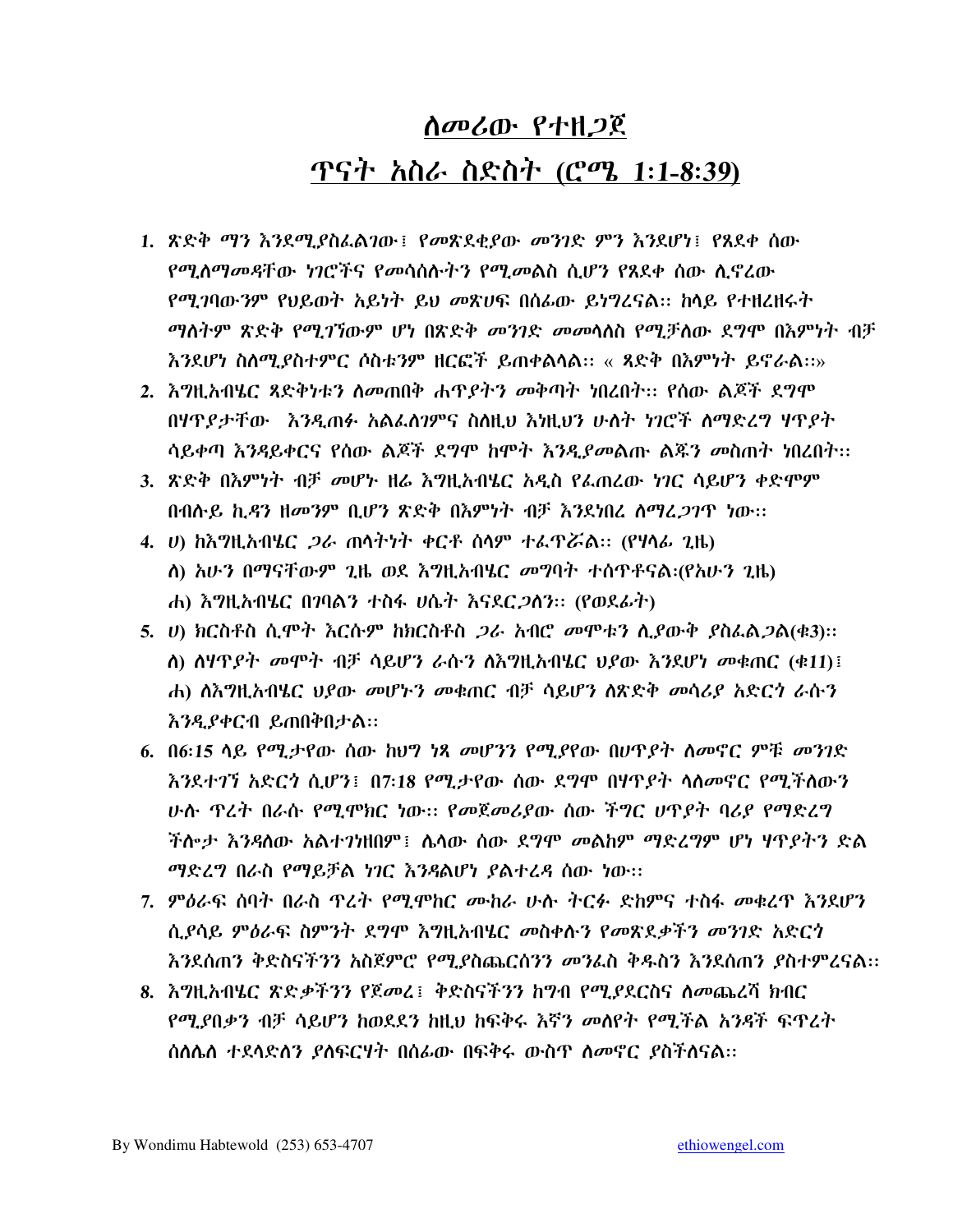# <u>ለመሪው የተዘጋጀ</u>

## <u>ጥናት አስራ ስድስት (ሮሜ 1፡1-8፡39)</u>

1. ጽድቅ ማን እንደሚያስፈልገው፤ የመጽደቂያው መንገድ ምን እንደሆነ፤ የጸደቀ ሰው የሚለማመዳቸው ነገሮችና የመሳሰሉትን የሚመልስ ሲሆን የጸደቀ ሰው ሊኖረው የሚገባውንም የህይወት አይነት ይህ መጽሀፍ በሰፊው ይነግረናል። ከላይ የተዘረዘሩት ማለትም ጽድቅ የሚገኘውም ሆነ በጽድቅ መንገድ መመላለስ የሚቻለው ደግሞ በእምነት ብቻ እንደሆነ ስለሚያስተምር ሶስቱንም ዘርፎች ይጠቀልላል። « ጻድቅ በእምነት ይኖራል።»
2. እግዚአብሄር ጻድቅነቱን ለመጠበቅ ሐጥያትን መቅጣት ነበረበት። የሰው ልጆች ደግሞ በሃጥያታቸው እንዲጠፉ አልፈለገምና ስለዚህ እነዚህን ሁለት ነገሮች ለማድረግ ሃጥያት ሳይቀጣ እንዳይቀርና የሰው ልጆች ደግሞ ከሞት እንዲያመልጡ ልጁን መስጠት ነበረበት።
3. ጽድቅ በእምነት ብቻ መሆኑ ዘሬ እግዚአብሄር አዲስ የፈጠረው ነገር ሳይሆን ቀድሞም በብሉይ ኪዳን ዘመንም ቢሆን ጽድቅ በእምነት ብቻ እንደነበረ ለማረጋገጥ ነው።
4. ሀ) ከእግዚአብሄር ጋራ ጠላትነት ቀርቶ ሰላም ተፈጥሯል። (የሃላፊ ጊዜ)  
   ለ) አሁን በማናቸውም ጊዜ ወደ እግዚአብሄር መግባት ተሰጥቶናል፡(የአሁን ጊዜ)  
   ሐ) እግዚአብሄር በገባልን ተስፋ ሀሴት እናደርጋለን። (የወደፊት)
5. ሀ) ክርስቶስ ሲሞት እርሱም ከክርስቶስ ጋራ አብሮ መሞቱን ሊያውቅ ያስፈልጋል(ቁ3)።  
   ለ) ለሃጥያት መሞት ብቻ ሳይሆን ራሱን ለእግዚአብሄር ህያው እንደሆነ መቁጠር (ቁ11)፤  
   ሐ) ለእግዚአብሄር ህያው መሆኑን መቁጠር ብቻ ሳይሆን ለጽድቅ መሳሪያ አድርጎ ራሱን እንዲያቀርብ ይጠበቅበታል።
6. በ6፡15 ላይ የሚታየው ሰው ከህግ ነጻ መሆንን የሚያየው በሀጥያት ለመኖር ምቹ መንገድ እንደተገኘ አድርጎ ሲሆን፤ በ7፡18 የሚታየው ሰው ደግሞ በሃጥያት ላለመኖር የሚችለውን ሁሉ ጥረት በራሱ የሚሞክር ነው። የመጀመሪያው ሰው ችግር ሀጥያት ባሪያ የማድረግ ችሎታ እንዳለው አልተገነዘበም፤ ሌላው ሰው ደግሞ መልከም ማድረግም ሆነ ሃጥያትን ድል ማድረግ በራስ የማይቻል ነገር እንዳልሆነ ያልተረዳ ሰው ነው።
7. ምዕራፍ ሰባት በራስ ጥረት የሚሞከር ሙከራ ሁሉ ትርፉ ድከምና ተስፋ መቁረጥ እንደሆነ ሲያሳይ ምዕራፍ ስምንት ደግሞ እግዚአብሄር መስቀሉን የመጽደቃችን መንገድ አድርጎ እንደሰጠን ቅድስናችንን አስጀምሮ የሚያስጨርሰንን መንፈስ ቅዱስን እንደሰጠን ያስተምረናል።
8. እግዚአብሄር ጽድቃችንን የጀመረ፤ ቅድስናችንን ከግብ የሚያደርስና ለመጨረሻ ክብር የሚያበቃን ብቻ ሳይሆን ከወደደን ከዚህ ከፍቅሩ እኛን መለየት የሚችል አንዳች ፍጥረት ሰለሌለ ተደላድለን ያለፍርሃት በሰፊው በፍቅሩ ውስጥ ለመኖር ያስችለናል።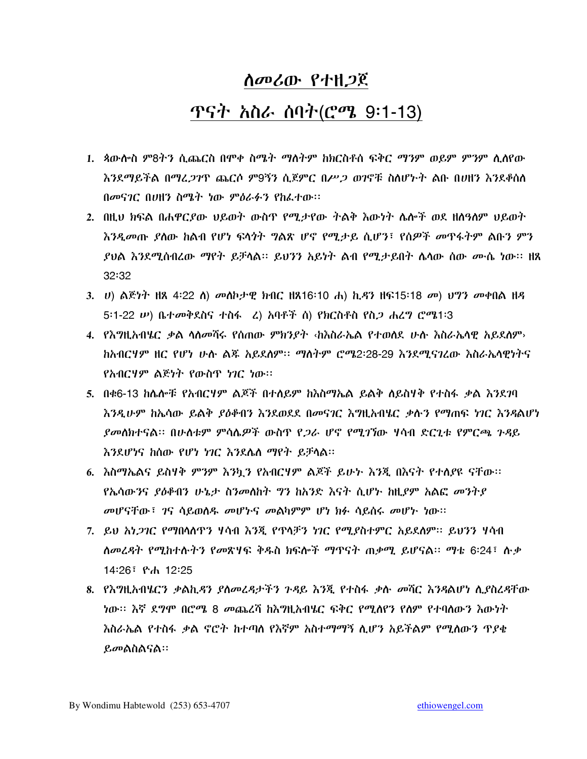# ለመሪው የተዘጋጀ

## ጥናት አስራ ሰባት(ሮሜ 9:1-13)

1. ጳውሎስ ምዕ8ትን ሲጨርስ በሞቀ ስሜት ማለትም ከክርስቶስ ፍቅር ማንም ወይም ምንም ሊለየው እንደማይችል በማረጋገጥ ጨርሶ ምዕ9ኝን ሲጀምር በሥጋ ወገኖቹ ስለሆኑት ልቡ በሀዘን እንደቆሰለ በመናገር በሀዘን ስሜት ነው ምዕራፉን የከፈተው።
2. በዚህ ክፍል በሐዋርያው ህይወት ውስጥ የሚታየው ትልቅ እውነት ሌሎች ወደ ዘለዓለም ህይወት እንዲመጡ ያለው ከልብ የሆነ ፍላጎት ግልጽ ሆኖ የሚታይ ሲሆን፣ የሰዎች መጥፋትም ልቡን ምን ያህል እንደሚሰብረው ማየት ይቻላል። ይህንን አይነት ልብ የሚታይበት ሌላው ሰው ሙሴ ነው። ዘጸ 32:32
3. ሀ) ልጅነት ዘጸ 4:22 ለ) መለኮታዊ ክብር ዘጸ16:10 ሐ) ኪዳን ዘፍ15:18 መ) ህግን መቀበል ዘዳ 5:1-22 ሠ) ቤተመቅደስና ተስፋ ረ) አባቶች ሰ) የክርስቶስ የስጋ ሐረግ ሮሜ1:3
4. የእግዚአብሄር ቃል ላለመሻሩ የሰጠው ምክንያት ‹ከእስራኤል የተወለደ ሁሉ እስራኤላዊ አይደለም› ከአብርሃም ዘር የሆነ ሁሉ ልጁ አይደለም። ማለትም ሮሜ2:28-29 እንደሚናገረው እስራኤላዊነትና የአብርሃም ልጅነት የውስጥ ነገር ነው።
5. በቁ6-13 ከሌሎቹ የአብርሃም ልጆች በተለይም ከእስማኤል ይልቅ ለይስሃቅ የተስፋ ቃል እንደገባ እንዲሁም ከኤሳው ይልቅ ያዕቆብን እንደወደደ በመናገር እግዚአብሄር ቃሉን የማጠፍ ነገር እንዳልሆነ ያመለክተናል። በሁለቱም ምሳሌዎች ውስጥ የጋራ ሆኖ የሚገኘው ሃሳብ ድርጊቱ የምርጫ ጉዳይ እንደሆነና ከሰው የሆነ ነገር እንደሌለ ማየት ይቻላል።
6. እስማኤልና ይስሃቅ ምንም እንኳን የአብርሃም ልጆች ይሁኑ እንጂ በእናት የተለያዩ ናቸው። የኤሳውንና ያዕቆብን ሁኔታ ስንመለከት ግን ከአንድ እናት ሲሆን ከዚያም አልፎ መንትያ መሆናቸው፣ ገና ሳይወለዱ መሆኑና መልካምም ሆነ ክፉ ሳይሰሩ መሆኑ ነው።
7. ይህ አነጋገር የማበላለጥን ሃሳብ እንጂ የጥላቻን ነገር የሚያስተምር አይደለም። ይህንን ሃሳብ ለመረዳት የሚከተሉትን የመጽሃፍ ቅዱስ ክፍሎች ማጥናት ጠቃሚ ይሆናል። ማቴ 6:24፣ ሉቃ 14:26፣ ዮሐ 12:25
8. የእግዚአብሄርን ቃልኪዳን ያለመረዳታችን ጉዳይ እንጂ የተስፋ ቃሉ መሻር እንዳልሆነ ሊያስረዳቸው ነው። እኛ ደግሞ በሮሜ 8 መጨረሻ ከእግዚአብሄር ፍቅር የሚለየን የለም የተባለውን እውነት እስራኤል የተስፋ ቃል ኖሮት ከተጣለ የእኛም አስተማማኝ ሊሆን አይችልም የሚለውን ጥያቄ ይመልስልናል።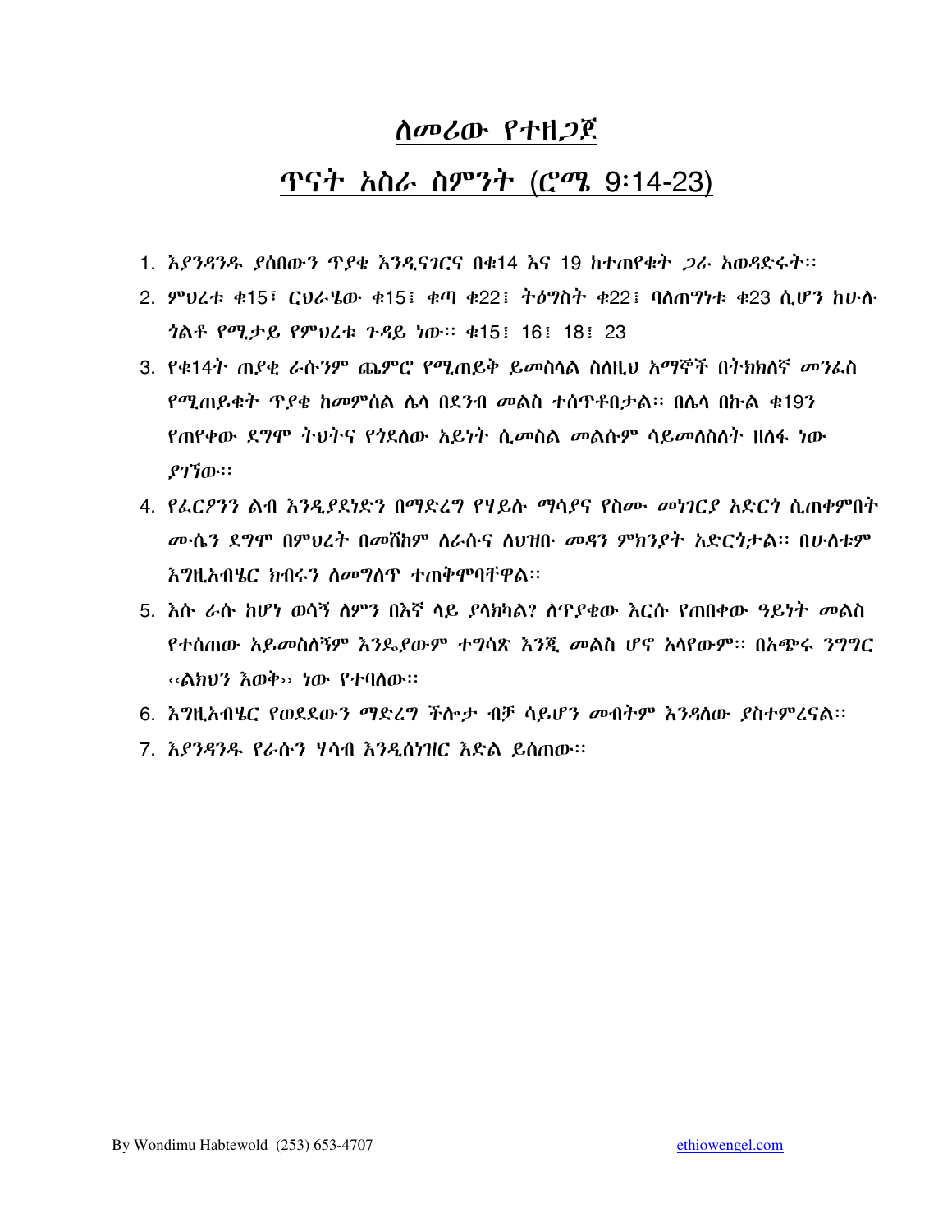# ለመሪው የተዘጋጀ

## ጥናት አስራ ስምንት (ሮሜ 9፡14-23)

1. እያንዳንዱ ያሰበውን ጥያቄ እንዲናገርና በቁ14 እና 19 ከተጠየቁት ጋራ አወዳድሩት።
2. ምህረቱ ቁ15፣ ርህራሄው ቁ15፤ ቁጣ ቁ22፤ ትዕግስት ቁ22፤ ባለጠግነቱ ቁ23 ሲሆን ከሁሉ ጎልቶ የሚታይ የምህረቱ ጉዳይ ነው። ቁ15፤ 16፤ 18፤ 23
3. የቁ14ት ጠያቂ ራሱንም ጨምሮ የሚጠይቅ ይመስላል ስለዚህ አማኞች በትክክለኛ መንፈስ የሚጠይቁት ጥያቄ ከመምሰል ሌላ በደንብ መልስ ተሰጥቶበታል። በሌላ በኩል ቁ19ን የጠየቀው ደግሞ ትህትና የጎደለው አይነት ሲመስል መልሱም ሳይመለስለት ዘለፋ ነው ያገኘው።
4. የፈርዖንን ልብ እንዲያደነድን በማድረግ የሃይሉ ማሳያና የስሙ መነገርያ አድርጎ ሲጠቀምበት ሙሴን ደግሞ በምህረት በመሸከም ለራሱና ለህዝቡ መዳን ምክንያት አድርጎታል። በሁለቱም እግዚአብሄር ክብሩን ለማግለጥ ተጠቅሞባቸዋል።
5. እሱ ራሱ ከሆነ ወሳኝ ለምን በእኛ ላይ ያላክካል? ለጥያቄው እርሱ የጠበቀው ዓይነት መልስ የተሰጠው አይመስለኝም እንዴያውም ተግሳጽ እንጂ መልስ ሆኖ አላየውም። በአጭሩ ንግግር ‹‹ልክህን እወቅ›› ነው የተባለው።
6. እግዚአብሄር የወደደውን ማድረግ ችሎታ ብቻ ሳይሆን መብትም እንዳለው ያስተምረናል።
7. እያንዳንዱ የራሱን ሃሳብ እንዲሰነዝር እድል ይሰጠው።

By Wondimu Habtewold (253) 653-4707 ethiowengel.com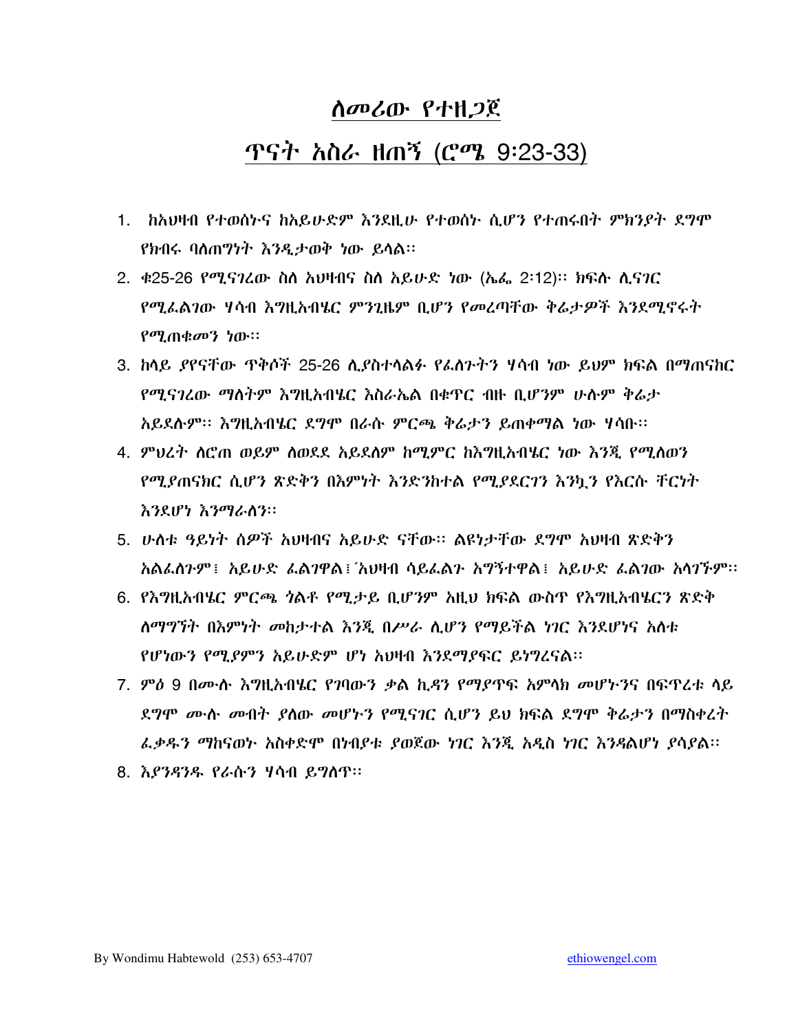# ለመሪው የተዘጋጀ

## ጥናት አስራ ዘጠኝ (ሮሜ 9፡23-33)

1. ከአህዛብ የተወሰኑና ከአይሁድም እንደዚሁ የተወሰኑ ሲሆን የተጠሩበት ምክንያት ደግሞ የክብሩ ባለጠግነት እንዲታወቅ ነው ይላል።
2. ቁ25-26 የሚናገረው ስለ አህዛብና ስለ አይሁድ ነው (ኤፌ 2፡12)። ክፍሉ ሊናገር የሚፈልገው ሃሳብ እግዚአብሄር ምንጊዜም ቢሆን የመረጣቸው ቅሬታዎች እንደሚኖሩት የሚጠቁመን ነው።
3. ከላይ ያየናቸው ጥቅሶች 25-26 ሊያስተላልፉ የፈለጉትን ሃሳብ ነው ይህም ክፍል በማጠናከር የሚናገረው ማለትም እግዚአብሄር እስራኤል በቁጥር ብዙ ቢሆንም ሁሉም ቅሬታ አይደሉም። እግዚአብሄር ደግሞ በራሱ ምርጫ ቅሬታን ይጠቀማል ነው ሃሳቡ።
4. ምህረት ለሮጠ ወይም ለወደደ አይደለም ከሚምር ከእግዚአብሄር ነው እንጂ የሚለወን የሚያጠናክር ሲሆን ጽድቅን በእምነት እንድንከተል የሚያደርገን እንኳን የእርሱ ቸርነት እንደሆነ እንማራለን።
5. ሁለቱ ዓይነት ሰዎች አህዛብና አይሁድ ናቸው። ልዩነታቸው ደግሞ አህዛብ ጽድቅን አልፈለጉም፤ አይሁድ ፈልገዋል፤ አህዛብ ሳይፈልጉ አግኝተዋል፤ አይሁድ ፈልገው አላገኙም።
6. የእግዚአብሄር ምርጫ ጎልቶ የሚታይ ቢሆንም አዚህ ክፍል ውስጥ የእግዚአብሄርን ጽድቅ ለማግኘት በእምነት መከታተል እንጂ በሥራ ሊሆን የማይችል ነገር እንደሆነና አለቱ የሆነውን የሚያምን አይሁድም ሆነ አህዛብ እንደማያፍር ይነግረናል።
7. ምዕ 9 በሙሉ እግዚአብሄር የገባውን ቃል ኪዳን የማያጥፍ አምላክ መሆኑንና በፍጥረቱ ላይ ደግሞ ሙሉ መብት ያለው መሆኑን የሚናገር ሲሆን ይህ ክፍል ደግሞ ቅሬታን በማስቀረት ፈቃዱን ማከናወኑ አስቀድሞ በነብያቱ ያወጀው ነገር እንጂ አዲስ ነገር እንዳልሆነ ያሳያል።
8. እያንዳንዱ የራሱን ሃሳብ ይግለጥ።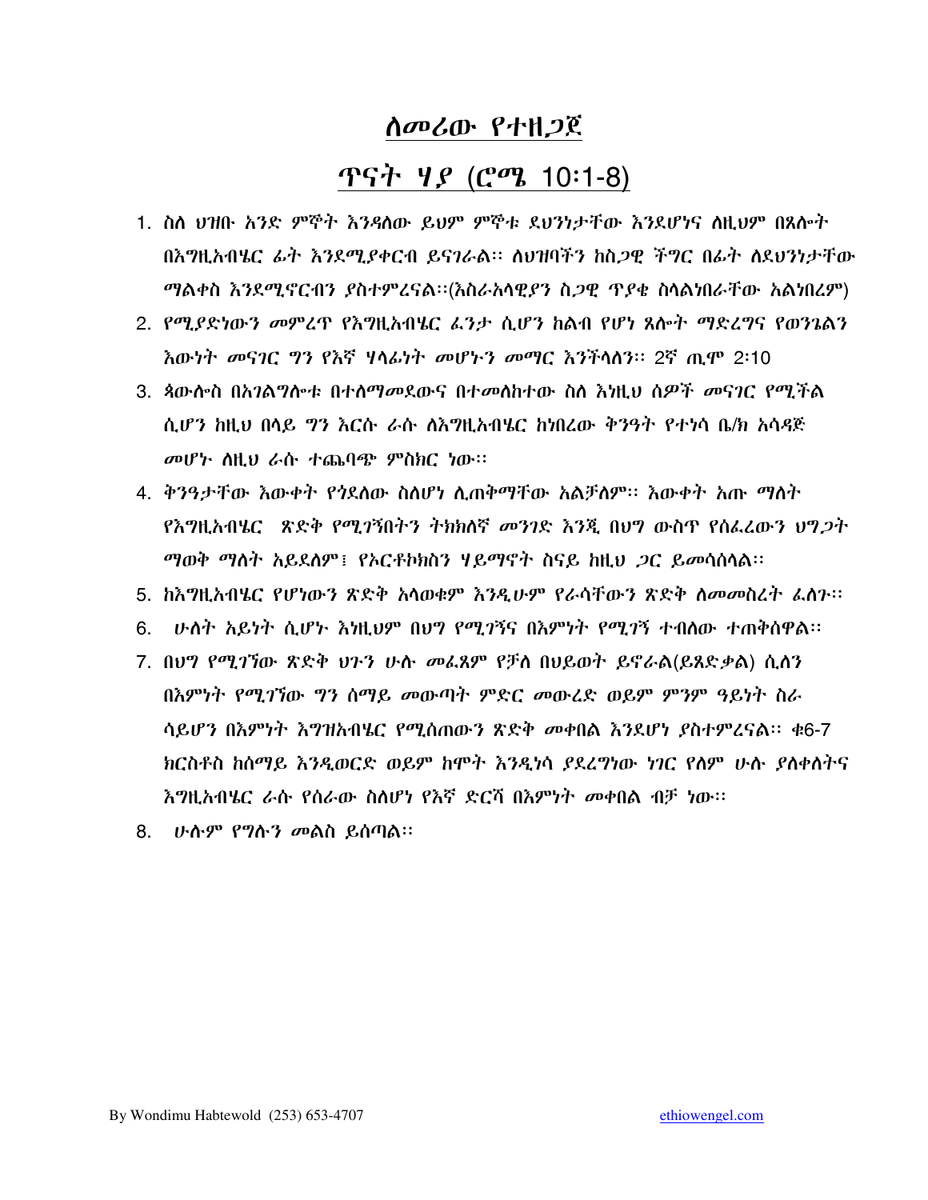# ለመሪው የተዘጋጀ

## ጥናት ሃያ (ሮሜ 10:1-8)

1. ስለ ህዝቡ አንድ ምኞት እንዳለው ይህም ምኞቱ ደህንነታቸው እንደሆነና ለዚህም በጸሎት በእግዚአብሄር ፊት እንደሚያቀርብ ይናገራል። ለህዝባችን ከስጋዊ ችግር በፊት ለደህንነታቸው ማልቀስ እንደሚኖርብን ያስተምረናል።(እስራአላዊያን ስጋዊ ጥያቄ ስላልነበራቸው አልነበረም)
2. የሚያድነውን መምረጥ የእግዚአብሄር ፈንታ ሲሆን ከልብ የሆነ ጸሎት ማድረግና የወንጌልን እውነት መናገር ግን የእኛ ሃላፊነት መሆኑን መማር እንችላለን። 2ኛ ጢሞ 2:10
3. ጳውሎስ በአገልግሎቱ በተለማመደውና በተመለከተው ስለ እነዚህ ሰዎች መናገር የሚችል ሲሆን ከዚህ በላይ ግን እርሱ ራሱ ለእግዚአብሄር ከነበረው ቅንዓት የተነሳ ቤ/ክ አሳዳጅ መሆኑ ለዚህ ራሱ ተጨባጭ ምስክር ነው።
4. ቅንዓታቸው እውቀት የጎደለው ስለሆነ ሊጠቅማቸው አልቻለም። እውቀት አጡ ማለት የእግዚአብሄር ጽድቅ የሚገኝበትን ትክክለኛ መንገድ እንጂ በህግ ውስጥ የሰፈረውን ህግጋት ማወቅ ማለት አይደለም፤ የኦርቶኮክስን ሃይማኖት ስናይ ከዚህ ጋር ይመሳሰላል።
5. ከእግዚአብሄር የሆነውን ጽድቅ አላወቁም እንዲሁም የራሳቸውን ጽድቅ ለመመስረት ፈለጉ።
6. ሁለት አይነት ሲሆኑ እነዚህም በህግ የሚገኝና በእምነት የሚገኝ ተብለው ተጠቅሰዋል።
7. በህግ የሚገኘው ጽድቅ ህጉን ሁሉ መፈጸም የቻለ በህይወት ይኖራል(ይጸድቃል) ሲለን በእምነት የሚገኘው ግን ሰማይ መውጣት ምድር መውረድ ወይም ምንም ዓይነት ስራ ሳይሆን በእምነት እግዝአብሄር የሚሰጠውን ጽድቅ መቀበል እንደሆነ ያስተምረናል። ቁ6-7 ክርስቶስ ከሰማይ እንዲወርድ ወይም ከሞት እንዲነሳ ያደረግነው ነገር የለም ሁሉ ያለቀለትና እግዚአብሄር ራሱ የሰራው ስለሆነ የእኛ ድርሻ በእምነት መቀበል ብቻ ነው።
8. ሁሉም የግሉን መልስ ይሰጣል።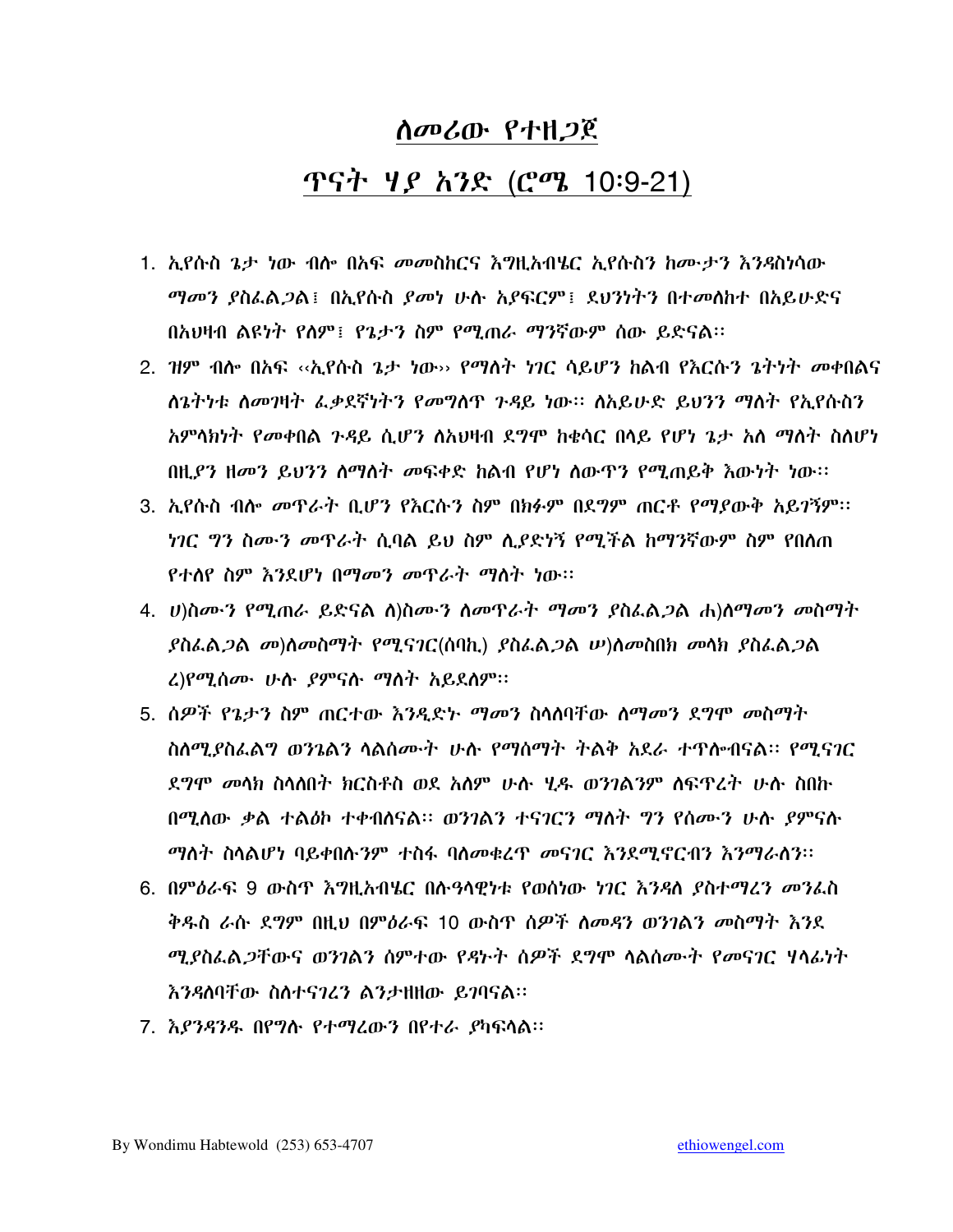# ለመሪው የተዘጋጀ

## ጥናት ሃያ አንድ (ሮሜ 10:9-21)

1. ኢየሱስ ጌታ ነው ብሎ በአፍ መመስከርና እግዚአብሄር ኢየሱስን ከሙታን እንዳስነሳው ማመን ያስፈልጋል፤ በኢየሱስ ያመነ ሁሉ አያፍርም፤ ደህንነትን በተመለከተ በአይሁድና በአህዛብ ልዩነት የለም፤ የጌታን ስም የሚጠራ ማንኛውም ሰው ይድናል።
2. ዝም ብሎ በአፍ ‹‹ኢየሱስ ጌታ ነው›› የማለት ነገር ሳይሆን ከልብ የእርሱን ጌትነት መቀበልና ለጌትነቱ ለመገዛት ፈቃደኛነትን የመግለጥ ጉዳይ ነው። ለአይሁድ ይህንን ማለት የኢየሱስን አምላክነት የመቀበል ጉዳይ ሲሆን ለአህዛብ ደግሞ ከቄሳር በላይ የሆነ ጌታ አለ ማለት ስለሆነ በዚያን ዘመን ይህንን ለማለት መፍቀድ ከልብ የሆነ ለውጥን የሚጠይቅ እውነት ነው።
3. ኢየሱስ ብሎ መጥራት ቢሆን የእርሱን ስም በክፉም በደግም ጠርቶ የማያውቅ አይገኝም። ነገር ግን ስሙን መጥራት ሲባል ይህ ስም ሊያድነኝ የሚችል ከማንኛውም ስም የበለጠ የተለየ ስም እንደሆነ በማመን መጥራት ማለት ነው።
4. ሀ)ስሙን የሚጠራ ይድናል ለ)ስሙን ለመጥራት ማመን ያስፈልጋል ሐ)ለማመን መስማት ያስፈልጋል መ)ለመስማት የሚናገር(ሰባኪ) ያስፈልጋል ሠ)ለመስበክ መላክ ያስፈልጋል ረ)የሚሰሙ ሁሉ ያምናሉ ማለት አይደለም።
5. ሰዎች የጌታን ስም ጠርተው እንዲድኑ ማመን ስላለባቸው ለማመን ደግሞ መስማት ስለሚያስፈልግ ወንጌልን ላልሰሙት ሁሉ የማሰማት ትልቅ አደራ ተጥሎብናል። የሚናገር ደግሞ መላክ ስላለበት ክርስቶስ ወደ አለም ሁሉ ሂዱ ወንገልንም ለፍጥረት ሁሉ ስበኩ በሚለው ቃል ተልዕኮ ተቀብለናል። ወንገልን ተናገርን ማለት ግን የሰሙን ሁሉ ያምናሉ ማለት ስላልሆነ ባይቀበሉትንም ተስፋ ባለመቁረጥ መናገር እንደሚኖርብን እንማራለን።
6. በምዕራፍ 9 ውስጥ እግዚአብሄር በሉዓላዊነቱ የወሰነው ነገር እንዳለ ያስተማረን መንፈስ ቅዱስ ራሱ ደግም በዚህ በምዕራፍ 10 ውስጥ ሰዎች ለመዳን ወንገልን መስማት እንደ ሚያስፈልጋቸውና ወንገልን ሰምተው የዳኑት ሰዎች ደግሞ ላልሰሙት የመናገር ሃላፊነት እንዳለባቸው ስለተናገረን ልንታዘዘው ይገባናል።
7. እያንዳንዱ በየግሉ የተማረውን በየተራ ያካፍላል።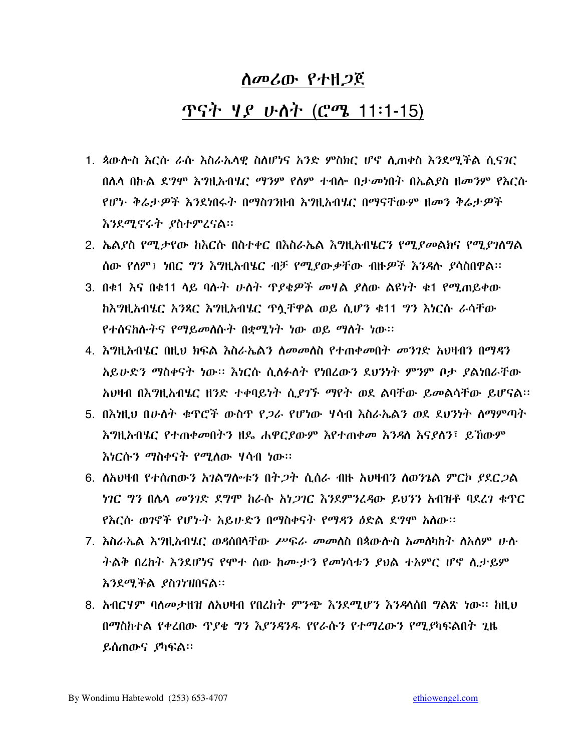# ለመሪው የተዘጋጀ

## ጥናት ሃያ ሁለት (ሮሜ 11፡1-15)

1. ጳውሎስ እርሱ ራሱ እስራኤላዊ ስለሆነና አንድ ምስክር ሆኖ ሊጠቀስ እንደሚችል ሲናገር በሌላ በኩል ደግሞ እግዚአብሔር ማንም የለም ተብሎ በታመነበት በኤልያስ ዘመንም የእርሱ የሆኑ ቅሬታዎች እንደነበሩት በማስገንዘብ እግዚአብሔር በማናቸውም ዘመን ቅሬታዎች እንደሚኖሩት ያስተምረናል፡፡
2. ኤልያስ የሚታየው ከእርሱ በስተቀር በእስራኤል እግዚአብሔርን የሚያመልክና የሚያገለግል ሰው የለም፣ ነበር ግን እግዚአብሔር ብቻ የሚያውቃቸው ብዙዎች እንዳሉ ያሳስበዋል፡፡
3. በቁ1 እና በቁ11 ላይ ባሉት ሁለት ጥያቄዎች መሃል ያለው ልዩነት ቁ1 የሚጠይቀው ከእግዚአብሔር አንጻር እግዚአብሔር ጥሏቸዋል ወይ ሲሆን ቁ11 ግን እነርሱ ራሳቸው የተሰናከሉትና የማይመለሱት በቋሚነት ነው ወይ ማለት ነው፡፡
4. እግዚአብሔር በዚህ ክፍል እስራኤልን ለመመለስ የተጠቀመበት መንገድ አህዛብን በማዳን አይሁድን ማስቀናት ነው፡፡ እነርሱ ሲለፉለት የነበረውን ደህንነት ምንም ቦታ ያልነበራቸው አህዛብ በእግዚአብሔር ዘንድ ተቀባይነት ሲያገኙ ማየት ወደ ልባቸው ይመልሳቸው ይሆናል፡፡
5. በእነዚህ በሁለት ቁጥሮች ውስጥ የጋራ የሆነው ሃሳብ እስራኤልን ወደ ደህንነት ለማምጣት እግዚአብሔር የተጠቀመበትን ዘዴ ሐዋርያውም እየተጠቀመ እንዳለ እናያለን፣ ይኸውም እነርሱን ማስቀናት የሚለው ሃሳብ ነው፡፡
6. ለአህዛብ የተሰጠውን አገልግሎቱን በትጋት ሲሰራ ብዙ አህዛብን ለወንጌል ምርኮ ያደርጋል ነገር ግን በሌላ መንገድ ደግሞ ከራሱ አነጋገር እንደምንረዳው ይህንን አብዝቶ ባደረገ ቁጥር የእርሱ ወገኖች የሆኑት አይሁድን በማስቀናት የማዳን ዕድል ደግሞ አለው፡፡
7. እስራኤል እግዚአብሔር ወዳሰበላቸው ሥፍራ መመለስ በጳውሎስ አመለካከት ለአለም ሁሉ ትልቅ በረከት እንደሆነና የሞተ ሰው ከሙታን የመነሳቱን ያህል ተአምር ሆኖ ሊታይም እንደሚችል ያስገነዝበናል፡፡
8. አብርሃም ባለመታዘዝ ለአህዛብ የበረከት ምንጭ እንደሚሆን እንዳላሰበ ግልጽ ነው፡፡ ከዚህ በማስከተል የቀረበው ጥያቄ ግን እያንዳንዱ የየራሱን የተማረውን የሚያካፍልበት ጊዜ ይሰጠውና ያካፍል፡፡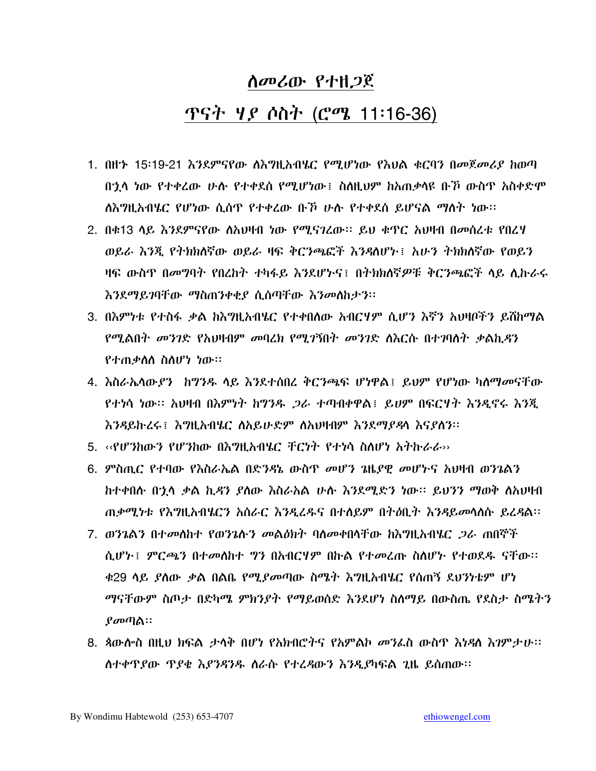# ለመሪው የተዘጋጀ

## ጥናት ሃያ ሶስት (ሮሜ 11፡16-36)

1. በዘኍ 15፡19-21 እንደምናየው ለእግዚአብሄር የሚሆነው የእህል ቁርባን በመጀመሪያ ከወጣ በኋላ ነው የተቀረው ሁሉ የተቀደሰ የሚሆነው፤ ስለዚህም ከአጠቃላዩ ቡኾ ውስጥ አስቀድሞ ለእግዚአብሄር የሆነው ሲሰጥ የተቀረው ቡኾ ሁሉ የተቀደሰ ይሆናል ማለት ነው።
2. በቁ13 ላይ እንደምናየው ለአህዛብ ነው የሚናገረው። ይህ ቁጥር አህዛብ በመሰረቱ የበረሃ ወይራ እንጂ የትክክለኛው ወይራ ዛፍ ቅርንጫፎች እንዳልሆኑ፤ አሁን ትክክለኛው የወይን ዛፍ ውስጥ በመግባት የበረከት ተካፋይ እንደሆኑና፤ በትክክለኛዎቹ ቅርንጫፎች ላይ ሊኩራሩ እንደማይገባቸው ማስጠንቀቂያ ሲሰጣቸው እንመለከታን።
3. በእምነቱ የተስፋ ቃል ከእግዚአብሄር የተቀበለው አብርሃም ሲሆን እኛን አህዛቦችን ይሸከማል የሚልበት መንገድ የአህዛብም መባረክ የሚገኝበት መንገድ ለእርሱ በተገባለት ቃልኪዳን የተጠቃለለ ስለሆነ ነው።
4. እስራኤላውያን  ከግንዱ ላይ እንደተሰበረ ቅርንጫፍ ሆነዋል፤ ይህም የሆነው ካለማመናቸው የተነሳ ነው። አህዛብ በእምነት ከግንዱ ጋራ ተጣብቀዋል፤ ይህም በፍርሃት እንዲኖሩ እንጂ እንዳይኩረሩ፤ እግዚአብሄር ለአይሁድም ለአህዛብም እንደማያዳላ እናያለን።
5. ‹‹የሆንከውን የሆንከው በእግዚአብሄር ቸርነት የተነሳ ስለሆነ አትኩራራ››
6. ምስጢር የተባው የእስራኤል በድንዳኔ ውስጥ መሆን ጊዜያዊ መሆኑና አህዛብ ወንጌልን ከተቀበሉ በኋላ ቃል ኪዳን ያለው እስራኤል ሁሉ እንደሚድን ነው። ይህንን ማወቅ ለአህዛብ ጠቃሚነቱ የእግዚአብሄርን አሰራር እንዲረዱና በተለይም በትዕቢት እንዳይመላለሱ ይረዳል።
7. ወንጌልን በተመለከተ የወንጌሉን መልዕክት ባለመቀበላቸው ከእግዚአብሄር ጋራ ጠበኞች ሲሆኑ፤ ምርጫን በተመለከተ ግን በአብርሃም በኩል የተመረጡ ስለሆኑ የተወደዱ ናቸው። ቁ29 ላይ ያለው ቃል በልቤ የሚያመጣው ስሜት እግዚአብሄር የሰጠኝ ደህንነቴም ሆነ ማናቸውም ስጦታ በድካሜ ምክንያት የማይወሰድ እንደሆነ ስለማይ በውስጤ የደስታ ስሜትን ያመጣል።
8. ጳውሎስ በዚህ ክፍል ታላቅ በሆነ የአክብሮትና የአምልኮ መንፈስ ውስጥ እነዳለ እገምታሁ። ለተቀጥያው ጥያቄ እያንዳንዱ ለራሱ የተረዳውን እንዲያካፍል ጊዜ ይሰጠው።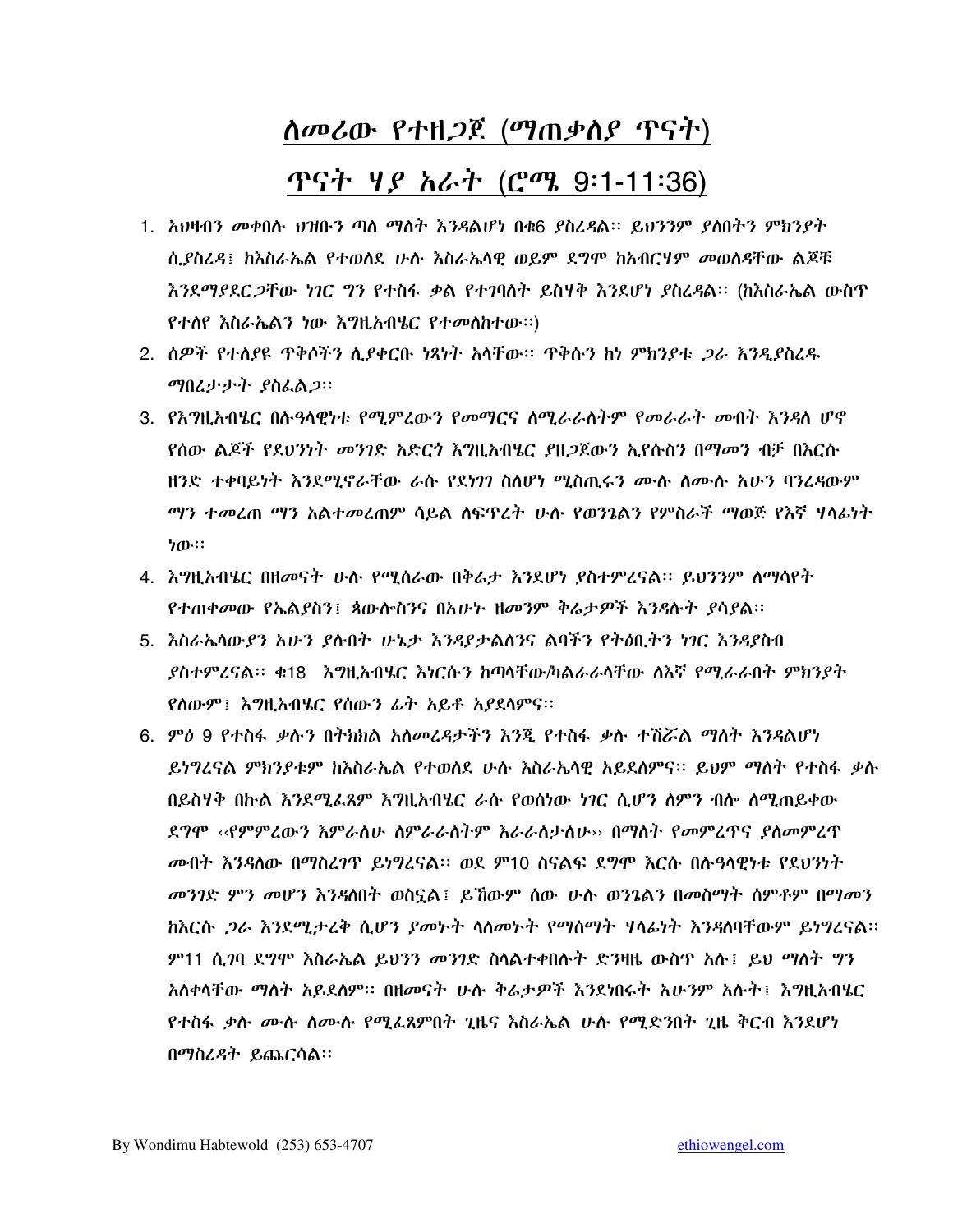# ለመሪው የተዘጋጀ (ማጠቃለያ ጥናት)

# ጥናት ሃያ አራት (ሮሜ 9፡1-11፡36)

1. አህዛብን መቀበሉ ህዝቡን ጣለ ማለት እንዳልሆነ በቁ6 ያስረዳል። ይህንንም ያለበትን ምክንያት ሲያስረዳ፣ ከእስራኤል የተወለደ ሁሉ እስራኤላዊ ወይም ደግሞ ከአብርሃም መወለዳቸው ልጆቹ እንደማያደርጋቸው ነገር ግን የተስፋ ቃል የተገባለት ይስሃቅ እንደሆነ ያስረዳል። (ከእስራኤል ውስጥ የተለየ እስራኤልን ነው እግዚአብሄር የተመለከተው።)
2. ሰዎች የተለያዩ ጥቅሶችን ሲያቀርቡ ነጻነት አላቸው። ጥቅሱን ከነ ምክንያቱ ጋራ እንዲያስረዱ ማበረታታት ያስፈልጋ።
3. የእግዚአብሄር በሉዓላዊነቱ የሚምረውን የመማርና ለሚራራለትም የመራራት መብት እንዳለ ሆኖ የሰው ልጆች የደህንነት መንገድ አድርጎ እግዚአብሄር ያዘጋጀውን ኢየሱስን በማመን ብቻ በእርሱ ዘንድ ተቀባይነት እንደሚኖራቸው ራሱ የደነገገ ስለሆነ ሚስጢሩን ሙሉ ለሙሉ አሁን ባንረዳውም ማን ተመረጠ ማን አልተመረጠም ሳይል ለፍጥረት ሁሉ የወንጌልን የምስራች ማወጅ የእኛ ሃላፊነት ነው።
4. እግዚአብሄር በዘመናት ሁሉ የሚሰራው በቅሬታ እንደሆነ ያስተምረናል። ይህንንም ለማሳየት የተጠቀመው የኤልያስን፣ ጳውሎስንና በአሁኑ ዘመንም ቅሬታዎች እንዳሉት ያሳያል።
5. እስራኤላውያን አሁን ያሉበት ሁኔታ እንዳያታልለንና ልባችን የትዕቢትን ነገር እንዳያስብ ያስተምረናል። ቁ18 እግዚአብሄር እነርሱን ከጣላቸው/ካልራራላቸው ለእኛ የሚራራበት ምክንያት የለውም፣ እግዚአብሄር የሰውን ፊት አይቶ አያደላምና።
6. ምዕ 9 የተስፋ ቃሉን በትክክል አለመረዳታችን እንጂ የተስፋ ቃሉ ተሽሯል ማለት እንዳልሆነ ይነግረናል ምክንያቱም ከእስራኤል የተወለደ ሁሉ እስራኤላዊ አይደለምና። ይህም ማለት የተስፋ ቃሉ በይስሃቅ በኩል እንደሚፈጸም እግዚአብሄር ራሱ የወሰነው ነገር ሲሆን ለምን ብሎ ለሚጠይቀው ደግሞ ‹‹የምምረውን እምራለሁ ለምራራለትም እራራለታለሁ›› በማለት የመምረጥና ያለመምረጥ መብት እንዳለው በማስረገጥ ይነግረናል። ወደ ም10 ስናልፍ ደግሞ እርሱ በሉዓላዊነቱ የደህንነት መንገድ ምን መሆን እንዳለበት ወስኗል፣ ይኸውም ሰው ሁሉ ወንጌልን በመስማት ሰምቶም በማመን ከእርሱ ጋራ እንደሚታረቅ ሲሆን ያመኑት ላለመኑት የማሰማት ሃላፊነት እንዳለባቸውም ይነግረናል። ም11 ሲገባ ደግሞ እስራኤል ይህንን መንገድ ስላልተቀበሉት ድንዛዜ ውስጥ አሉ፣ ይህ ማለት ግን አስቀላቸው ማለት አይደለም። በዘመናት ሁሉ ቅሬታዎች እንደነበሩት አሁንም አሉት፣ እግዚአብሄር የተስፋ ቃሉ ሙሉ ለሙሉ የሚፈጸምበት ጊዜና እስራኤል ሁሉ የሚድንበት ጊዜ ቅርብ እንደሆነ በማስረዳት ይጨርሳል።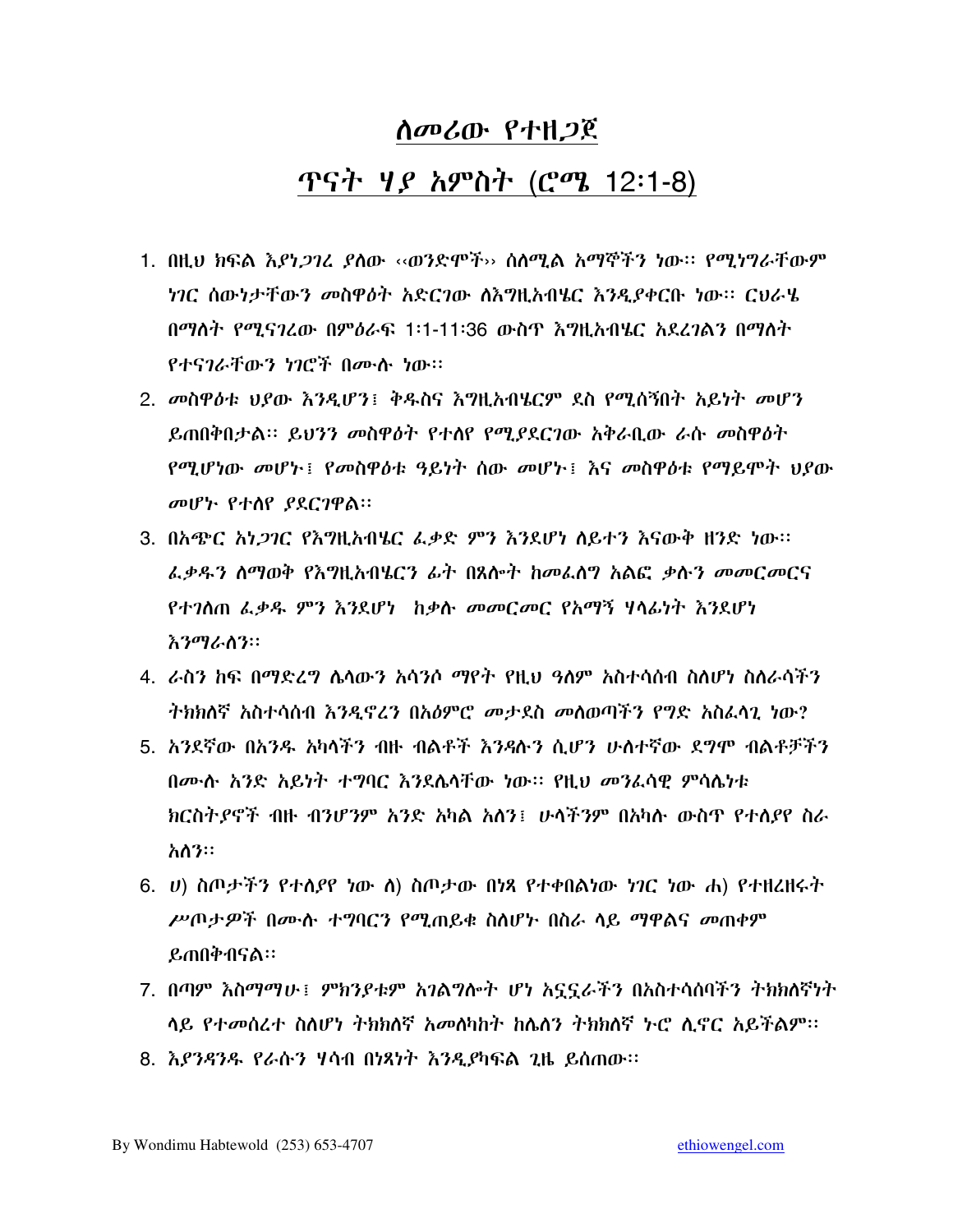# ለመሪው የተዘጋጀ

## ጥናት ሃያ አምስት (ሮሜ 12፡1-8)

1. በዚህ ክፍል እያነጋገረ ያለው ‹‹ወንድሞች›› ሰለሚል አማኞችን ነው። የሚነግራቸውም ነገር ሰውነታቸውን መስዋዕት አድርገው ለእግዚአብሄር እንዲያቀርቡ ነው። ርህራሄ በማለት የሚናገረው በምዕራፍ 1፡1-11፡36 ውስጥ እግዚአብሄር አደረገልን በማለት የተናገራቸውን ነገሮች በሙሉ ነው።
2. መስዋዕቱ ህያው እንዲሆን፤ ቅዱስና እግዚአብሄርም ደስ የሚሰኝበት አይነት መሆን ይጠበቅበታል። ይህንን መስዋዕት የተለየ የሚያደርገው አቅራቢው ራሱ መስዋዕት የሚሆነው መሆኑ፤ የመስዋዕቱ ዓይነት ሰው መሆኑ፤ እና መስዋዕቱ የማይሞት ህያው መሆኑ የተለየ ያደርገዋል።
3. በአጭር አነጋገር የእግዚአብሄር ፈቃድ ምን እንደሆነ ለይተን እናውቅ ዘንድ ነው። ፈቃዱን ለማወቅ የእግዚአብሄርን ፊት በጸሎት ከመፈለግ አልፎ ቃሉን መመርመርና የተገለጠ ፈቃዱ ምን እንደሆነ ከቃሉ መመርመር የአማኝ ሃላፊነት እንደሆነ እንማራለን።
4. ራስን ከፍ በማድረግ ሌላውን አሳንሶ ማየት የዚህ ዓለም አስተሳሰብ ስለሆነ ስለራሳችን ትክክለኛ አስተሳሰብ እንዲኖረን በአዕምሮ መታደስ መለወጣችን የግድ አስፈላጊ ነው?
5. አንደኛው በአንዱ አካላችን ብዙ ብልቶች እንዳሉን ሲሆን ሁለተኛው ደግሞ ብልቶቻችን በሙሉ አንድ አይነት ተግባር እንደሌላቸው ነው። የዚህ መንፈሳዊ ምሳሌነቱ ክርስትያኖች ብዙ ብንሆንም አንድ አካል አለን፤ ሁላችንም በአካሉ ውስጥ የተለያየ ስራ አለን።
6. ሀ) ስጦታችን የተለያየ ነው ለ) ስጦታው በነጻ የተቀበልነው ነገር ነው ሐ) የተዘረዘሩት ሥጦታዎች በሙሉ ተግባርን የሚጠይቁ ስለሆኑ በስራ ላይ ማዋልና መጠቀም ይጠበቅብናል።
7. በጣም እስማማሁ፤ ምክንያቱም አገልግሎት ሆነ አኗኗራችን በአስተሳሰባችን ትክክለኛነት ላይ የተመሰረተ ስለሆነ ትክክለኛ አመለካከት ከሌለን ትክክለኛ ኑሮ ሊኖር አይችልም።
8. እያንዳንዱ የራሱን ሃሳብ በነጻነት እንዲያካፍል ጊዜ ይሰጠው።

By Wondimu Habtewold (253) 653-4707 ethiowengel.com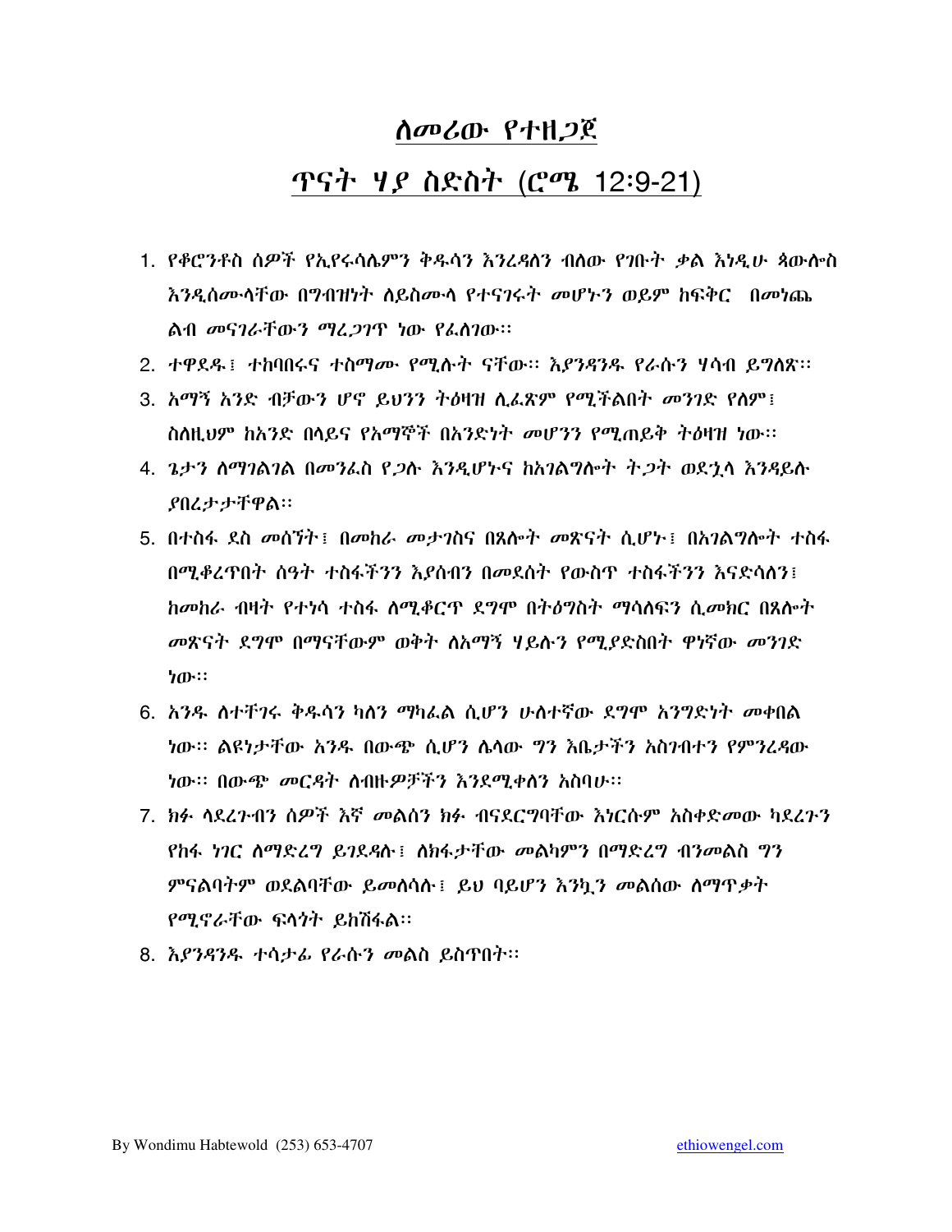# ለመሪው የተዘጋጀ

## ጥናት ሃያ ስድስት (ሮሜ 12፡9-21)

1. የቆሮንቶስ ሰዎች የኢየሩሳሌምን ቅዱሳን እንረዳለን ብለው የገቡት ቃል እነዲሁ ጳውሎስ እንዲሰሙላቸው በግብዝነት ለይስሙላ የተናገሩት መሆኑን ወይም ከፍቅር በመነጨ ልብ መናገራቸውን ማረጋገጥ ነው የፈለገው፡፡
2. ተዋደዱ፤ ተከባበሩና ተስማሙ የሚሉት ናቸው፡፡ እያንዳንዱ የራሱን ሃሳብ ይግለጽ፡፡
3. አማኝ አንድ ብቻውን ሆኖ ይህንን ትዕዛዝ ሊፈጽም የሚችልበት መንገድ የለም፤ ስለዚህም ከአንድ በላይና የአማኞች በአንድነት መሆንን የሚጠይቅ ትዕዛዝ ነው፡፡
4. ጌታን ለማገልገል በመንፈስ የጋሉ እንዲሆኑና ከአገልግሎት ትጋት ወደኋላ እንዳይሉ ያበረታታቸዋል፡፡
5. በተስፋ ደስ መሰኘት፤ በመከራ መታገስና በጸሎት መጽናት ሲሆኑ፤ በአገልግሎት ተስፋ በሚቆረጥበት ሰዓት ተስፋችንን እያሰብን በመደሰት የውስጥ ተስፋችንን እናድሳለን፤ ከመከራ ብዛት የተነሳ ተስፋ ለሚቆርጥ ደግሞ በትዕግስት ማሳለፍን ሲመክር በጸሎት መጽናት ደግሞ በማናቸውም ወቅት ለአማኝ ሃይሉን የሚያድስበት ዋነኛው መንገድ ነው፡፡
6. አንዱ ለተቸገሩ ቅዱሳን ካለን ማካፈል ሲሆን ሁለተኛው ደግሞ እንግድነት መቀበል ነው፡፡ ልዩነታቸው አንዱ በውጭ ሲሆን ሌላው ግን እቤታችን አስገብተን የምንረዳው ነው፡፡ በውጭ መርዳት ለብዙዎቻችን እንደሚቀለን አስባሁ፡፡
7. ክፉ ላደረጉብን ሰዎች እኛ መልሰን ክፉ ብናደርግባቸው እነርሱም አስቀድመው ካደረጉን የከፋ ነገር ለማድረግ ይገደዳሉ፤ ለክፋታቸው መልካምን በማድረግ ብንመልስ ግን ምናልባትም ወደልባቸው ይመለሳሉ፤ ይህ ባይሆን እንኳን መልሰው ለማጥቃት የሚኖራቸው ፍላጎት ይከሽፋል፡፡
8. እያንዳንዱ ተሳታፊ የራሱን መልስ ይስጥበት፡፡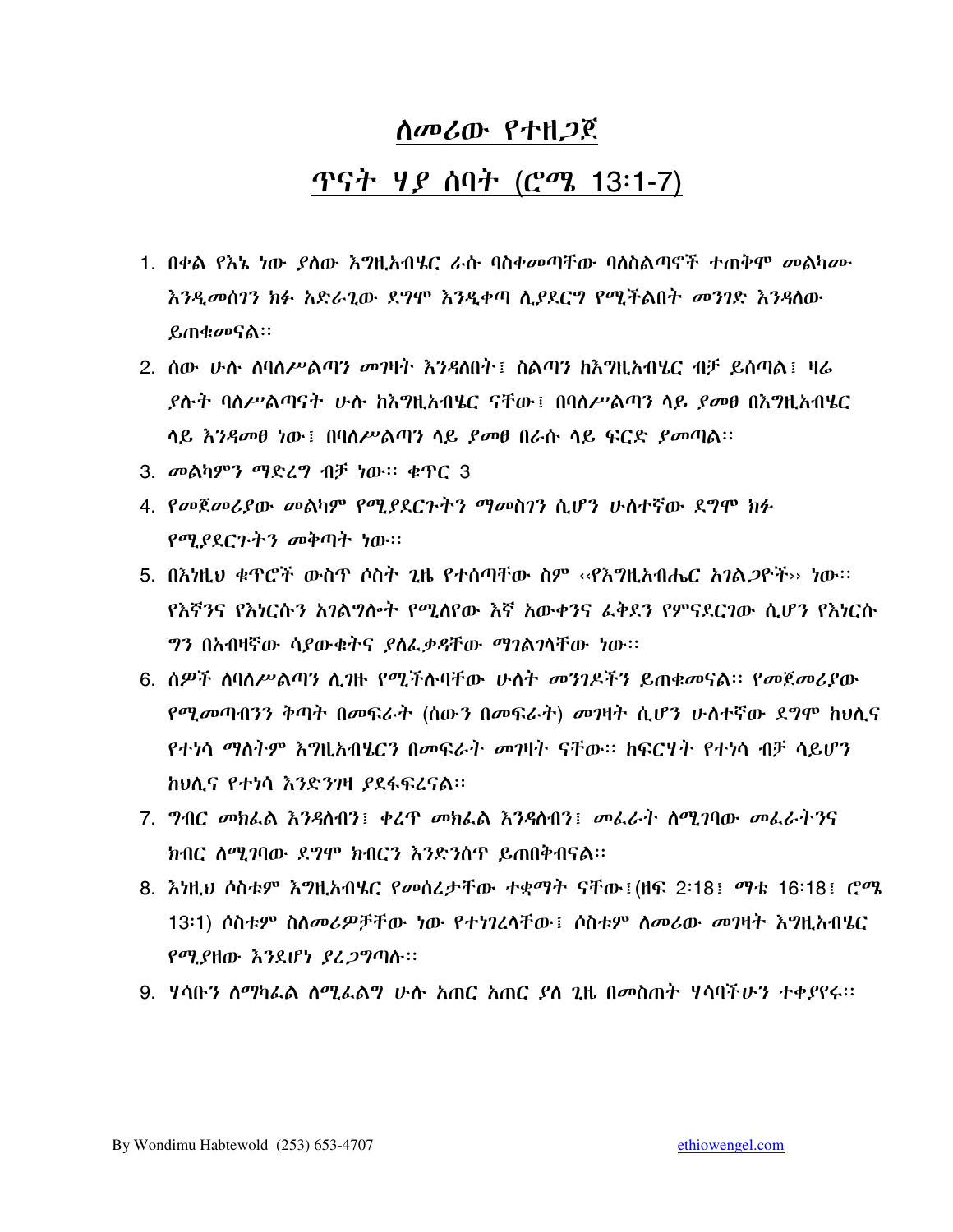# ለመሪው የተዘጋጀ

## ጥናት ሃያ ሰባት (ሮሜ 13፡1-7)

1. በቀል የእኔ ነው ያለው እግዚአብሄር ራሱ ባስቀመጣቸው ባለስልጣኖች ተጠቅሞ መልካሙ እንዲመሰገን ክፉ አድራጊው ደግሞ እንዲቀጣ ሊያደርግ የሚችልበት መንገድ እንዳለው ይጠቁመናል፡፡
2. ሰው ሁሉ ለባለሥልጣን መገዛት እንዳለበት፤ ስልጣን ከእግዚአብሄር ብቻ ይሰጣል፤ ዛሬ ያሉት ባለሥልጣናት ሁሉ ከእግዚአብሄር ናቸው፤ በባለሥልጣን ላይ ያመፀ በእግዚአብሄር ላይ እንዳመፀ ነው፤ በባለሥልጣን ላይ ያመፀ በራሱ ላይ ፍርድ ያመጣል፡፡
3. መልካምን ማድረግ ብቻ ነው፡፡ ቁጥር 3
4. የመጀመሪያው መልካም የሚያደርጉትን ማመስገን ሲሆን ሁለተኛው ደግሞ ክፉ የሚያደርጉትን መቅጣት ነው፡፡
5. በእነዚህ ቁጥሮች ውስጥ ሶስት ጊዜ የተሰጣቸው ስም ‹‹የእግዚአብሔር አገልጋዮች›› ነው፡፡ የእኛንና የእነርሱን አገልግሎት የሚለየው እኛ አውቀንና ፈቅደን የምናደርገው ሲሆን የእነርሱ ግን በአብዛኛው ሳያውቁትና ያለፈቃዳቸው ማገልገላቸው ነው፡፡
6. ሰዎች ለባለሥልጣን ሊገዙ የሚችሉባቸው ሁለት መንገዶችን ይጠቁመናል፡፡ የመጀመሪያው የሚመጣብንን ቅጣት በመፍራት (ሰውን በመፍራት) መገዛት ሲሆን ሁለተኛው ደግሞ ከህሊና የተነሳ ማለትም እግዚአብሄርን በመፍራት መገዛት ናቸው፡፡ ከፍርሃት የተነሳ ብቻ ሳይሆን ከህሊና የተነሳ እንድንገዛ ያደፋፍረናል፡፡
7. ግብር መክፈል እንዳለብን፤ ቀረጥ መክፈል እንዳለብን፤ መፈራት ለሚገባው መፈራትንና ክብር ለሚገባው ደግሞ ክብርን እንድንሰጥ ይጠበቅብናል፡፡
8. እነዚህ ሶስቱም እግዚአብሄር የመሰረታቸው ተቋማት ናቸው፤(ዘፍ 2፡18፤ ማቴ 16፡18፤ ሮሜ 13፡1) ሶስቱም ስለመሪዎቻቸው ነው የተነገረላቸው፤ ሶስቱም ለመሪው መገዛት እግዚአብሄር የሚያዘው እንደሆነ ያረጋግጣሉ፡፡
9. ሃሳቡን ለማካፈል ለሚፈልግ ሁሉ አጠር አጠር ያለ ጊዜ በመስጠት ሃሳባችሁን ተቀያየሩ፡፡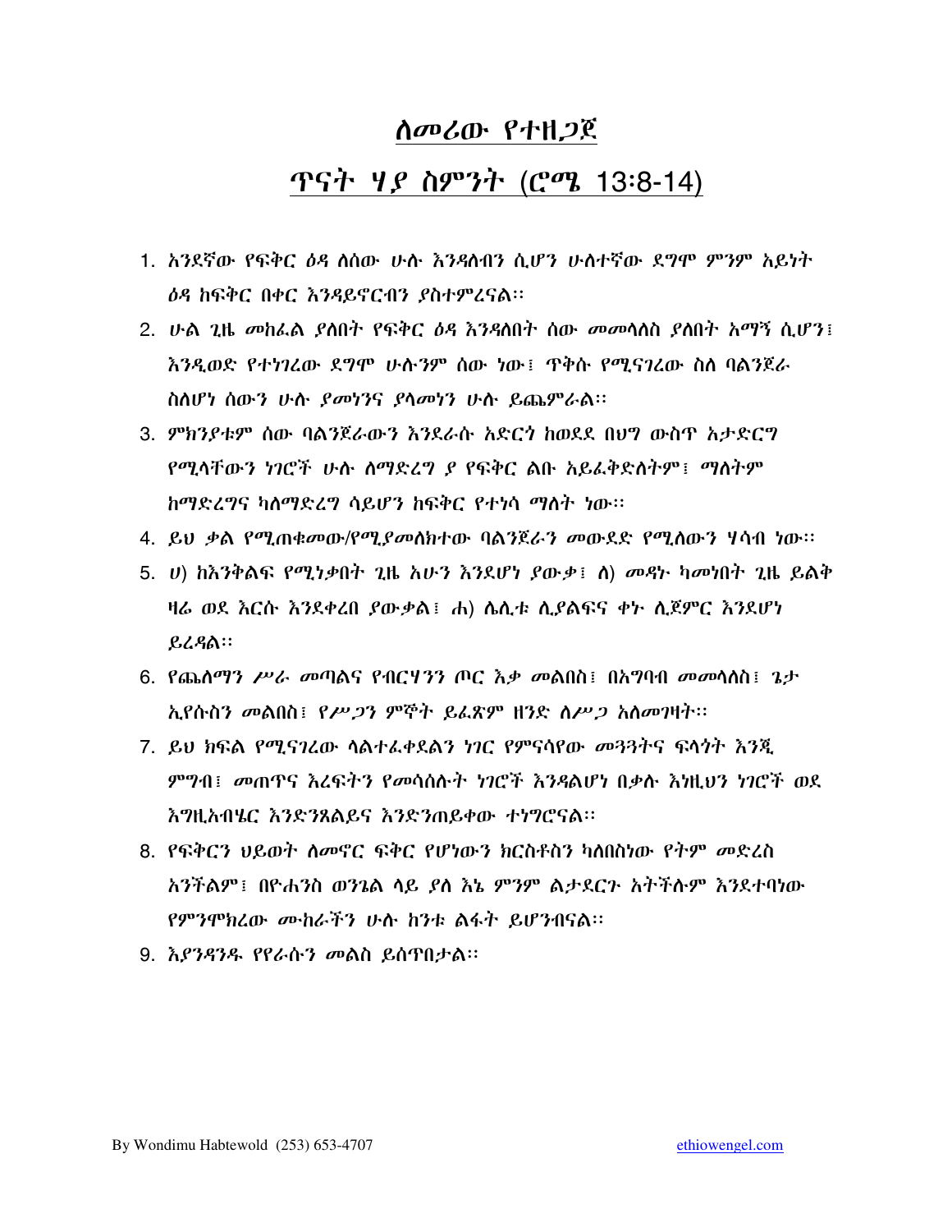# ለመሪው የተዘጋጀ

## ጥናት ሃያ ስምንት (ሮሜ 13፡8-14)

1. አንደኛው የፍቅር ዕዳ ለሰው ሁሉ እንዳለብን ሲሆን ሁለተኛው ደግሞ ምንም አይነት ዕዳ ከፍቅር በቀር እንዳይኖርብን ያስተምረናል፡፡
2. ሁል ጊዜ መከፈል ያለበት የፍቅር ዕዳ እንዳለበት ሰው መመላለስ ያለበት አማኝ ሲሆን፤ እንዲወድ የተነገረው ደግሞ ሁሉንም ሰው ነው፤ ጥቅሱ የሚናገረው ስለ ባልንጀራ ስለሆነ ሰውን ሁሉ ያመነንና ያላመነን ሁሉ ይጨምራል፡፡
3. ምክንያቱም ሰው ባልንጀራውን እንደራሱ አድርጎ ከወደደ በህግ ውስጥ አታድርግ የሚላቸውን ነገሮች ሁሉ ለማድረግ ያ የፍቅር ልቡ አይፈቅድለትም፤ ማለትም ከማድረግና ካለማድረግ ሳይሆን ከፍቅር የተነሳ ማለት ነው፡፡
4. ይህ ቃል የሚጠቀመው/የሚያመለክተው ባልንጀራን መውደድ የሚለውን ሃሳብ ነው፡፡
5. ሀ) ከእንቅልፍ የሚነቃበት ጊዜ አሁን እንደሆነ ያውቃ፤ ለ) መዳኑ ካመነበት ጊዜ ይልቅ ዛሬ ወደ እርሱ እንደቀረበ ያውቃል፤ ሐ) ሌሊቱ ሊያልፍና ቀኑ ሊጀምር እንደሆነ ይረዳል፡፡
6. የጨለማን ሥራ መጣልና የብርሃንን ጦር እቃ መልበስ፤ በአግባብ መመላለስ፤ ጌታ ኢየሱስን መልበስ፤ የሥጋን ምኞት ይፈጽም ዘንድ ለሥጋ አለመገዛት፡፡
7. ይህ ክፍል የሚናገረው ሳልተፈቀደልን ነገር የምናሳየው መጓጓትና ፍላጎት እንጂ ምግብ፤ መጠጥና እረፍትን የመሳሰሉት ነገሮች እንዳልሆነ በቃሉ እነዚህን ነገሮች ወደ እግዚአብሄር እንድንጸልይና እንድንጠይቀው ተነግሮናል፡፡
8. የፍቅርን ህይወት ለመኖር ፍቅር የሆነውን ክርስቶስን ካለበስነው የትም መድረስ አንችልም፤ በዮሐንስ ወንጌል ላይ ያለ እኔ ምንም ልታደርጉ አትችሉም እንደተባነው የምንሞክረው ሙከራችን ሁሉ ከንቱ ልፋት ይሆንብናል፡፡
9. እያንዳንዱ የየራሱን መልስ ይሰጥበታል፡፡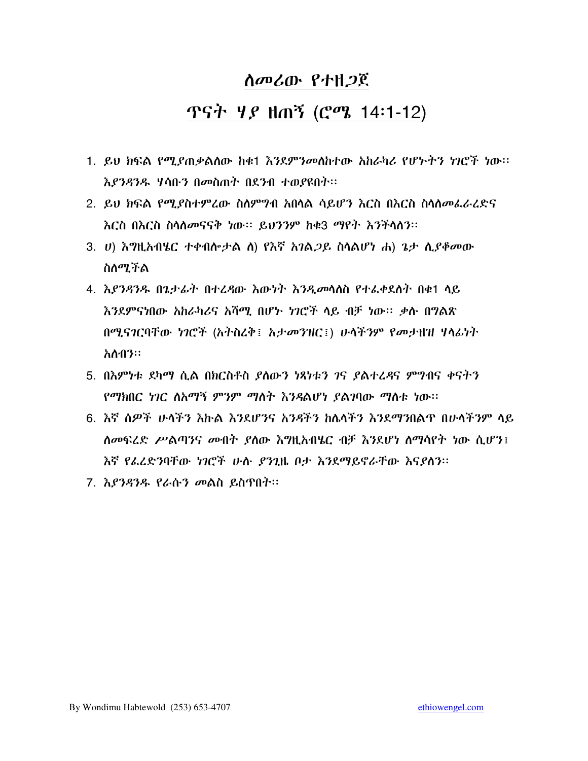# ለመሪው የተዘጋጀ

## ጥናት ሃያ ዘጠኝ (ሮሜ 14፡1-12)

1. ይህ ክፍል የሚያጠቃልለው ከቁ1 እንደምንመለከተው አከራካሪ የሆኑትን ነገሮች ነው። እያንዳንዱ ሃሳቡን በመስጠት በደንብ ተወያዩበት።
2. ይህ ክፍል የሚያስተምረው ስለምግብ አበላል ሳይሆን እርስ በእርስ ስላለመፈራረድና እርስ በእርስ ስላለመናናቅ ነው። ይህንንም ከቁ3 ማየት እንችላለን።
3. ሀ) እግዚአብሄር ተቀብሎታል ለ) የእኛ አገልጋይ ስላልሆነ ሐ) ጌታ ሊያቆመው ስለሚችል
4. እያንዳንዱ በጌታፊት በተረዳው እውነት እንዲመላለስ የተፈቀደለት በቁ1 ላይ እንደምናነበው አከራካሪና አሻሚ በሆኑ ነገሮች ላይ ብቻ ነው። ቃሉ በግልጽ በሚናገርባቸው ነገሮች (አትስረቅ፤ አታመንዝር፤) ሁላችንም የመታዘዝ ሃላፊነት አለብን።
5. በእምነቱ ደካማ ሲል በክርስቶስ ያለውን ነጻነቱን ገና ያልተረዳና ምግብና ቀናትን የማክበር ነገር ለአማኝ ምንም ማለት እንዳልሆነ ያልገባው ማለቱ ነው።
6. እኛ ሰዎች ሁላችን እኩል እንደሆንና አንዳችን ከሌላችን እንደማንበልጥ በሁላችንም ላይ ለመፍረድ ሥልጣንና መብት ያለው እግዚአብሄር ብቻ እንደሆነ ለማሳየት ነው ሲሆን፤ እኛ የፈረድንባቸው ነገሮች ሁሉ ያንጊዜ ቦታ እንደማይኖራቸው እናያለን።
7. እያንዳንዱ የራሱን መልስ ይስጥበት።

By Wondimu Habtewold (253) 653-4707 ethiowengel.com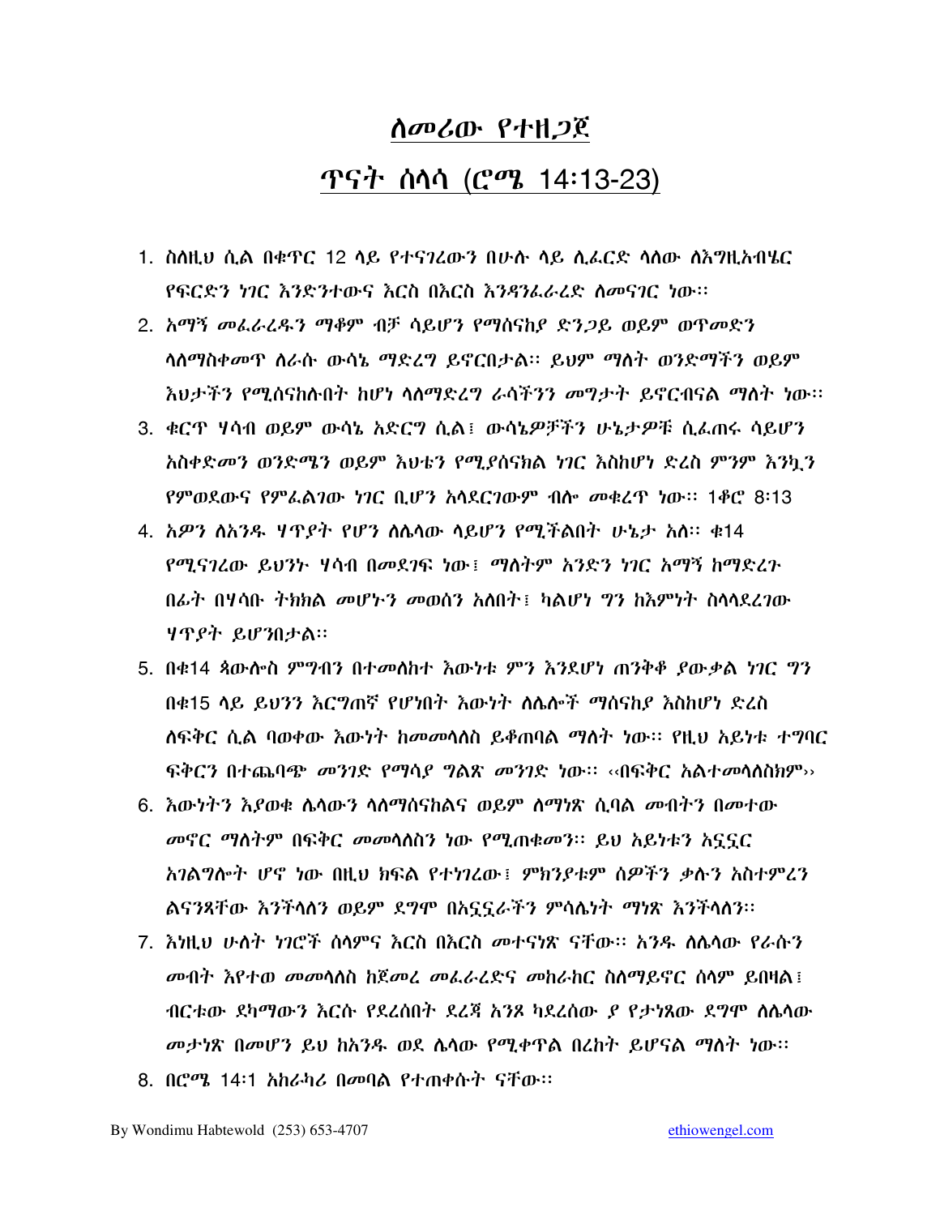# ለመሪው የተዘጋጀ

# ጥናት ሰላሳ (ሮሜ 14፡13-23)

1. ስለዚህ ሲል በቁጥር 12 ላይ የተናገረውን በሁሉ ላይ ሊፈርድ ላለው ለእግዚአብሔር የፍርድን ነገር እንድንተውና እርስ በእርስ እንዳንፈራረድ ለመናገር ነው፡፡
2. አማኝ መፈራረዱን ማቆም ብቻ ሳይሆን የማሰናከያ ድንጋይ ወይም ወጥመድን ላለማስቀመጥ ለራሱ ውሳኔ ማድረግ ይኖርበታል፡፡ ይህም ማለት ወንድማችን ወይም እህታችን የሚሰናከሉበት ከሆነ ላለማድረግ ራሳችንን መግታት ይኖርብናል ማለት ነው፡፡
3. ቁርጥ ሃሳብ ወይም ውሳኔ አድርግ ሲል፤ ውሳኔዎቻችን ሁኔታዎቹ ሲፈጠሩ ሳይሆን አስቀድመን ወንድሜን ወይም እህቴን የሚያሰናክል ነገር እስከሆነ ድረስ ምንም እንኳን የምወደውና የምፈልገው ነገር ቢሆን አላደርገውም ብሎ መቁረጥ ነው፡፡ 1ቆሮ 8፡13
4. አዎን ለአንዱ ሃጥያት የሆነ ለሌላው ላይሆን የሚችልበት ሁኔታ አለ፡፡ ቁ14 የሚናገረው ይህንኑ ሃሳብ በመደገፍ ነው፤ ማለትም አንድን ነገር አማኝ ከማድረጉ በፊት በሃሳቡ ትክክል መሆኑን መወሰን አለበት፤ ካልሆነ ግን ከእምነት ስላላደረገው ሃጥያት ይሆንበታል፡፡
5. በቁ14 ጳውሎስ ምግብን በተመለከተ እውነቱ ምን እንደሆነ ጠንቅቆ ያውቃል ነገር ግን በቁ15 ላይ ይህንን እርግጠኛ የሆነበት እውነት ለሌሎች ማሰናከያ እስከሆነ ድረስ ለፍቅር ሲል ባወቀው እውነት ከመመላለስ ይቆጠባል ማለት ነው፡፡ የዚህ አይነቱ ተግባር ፍቅርን በተጨባጭ መንገድ የማሳያ ግልጽ መንገድ ነው፡፡ ‹‹በፍቅር አልተመላለስክም››
6. እውነትን እያወቁ ሌላውን ላለማሰናከልና ወይም ለማነጽ ሲባል መብትን በመተው መኖር ማለትም በፍቅር መመላለስን ነው የሚጠቁመን፡፡ ይህ አይነቱን አኗኗር አገልግሎት ሆኖ ነው በዚህ ክፍል የተነገረው፤ ምክንያቱም ሰዎችን ቃሉን አስተምረን ልናንጻቸው እንችላለን ወይም ደግሞ በአኗኗራችን ምሳሌነት ማነጽ እንችላለን፡፡
7. እነዚህ ሁለት ነገሮች ሰላምና እርስ በእርስ መተናነጽ ናቸው፡፡ አንዱ ለሌላው የራሱን መብት እየተወ መመላለስ ከጀመረ መፈራረድና መከራከር ስለማይኖር ሰላም ይበዛል፤ ብርቱው ደካማውን እርሱ የደረሰበት ደረጃ አንጾ ካደረሰው ያ የታነጸው ደግሞ ለሌላው መታነጽ በመሆን ይህ ከአንዱ ወደ ሌላው የሚቀጥል በረከት ይሆናል ማለት ነው፡፡
8. በሮሜ 14፡1 አከራካሪ በመባል የተጠቀሱት ናቸው፡፡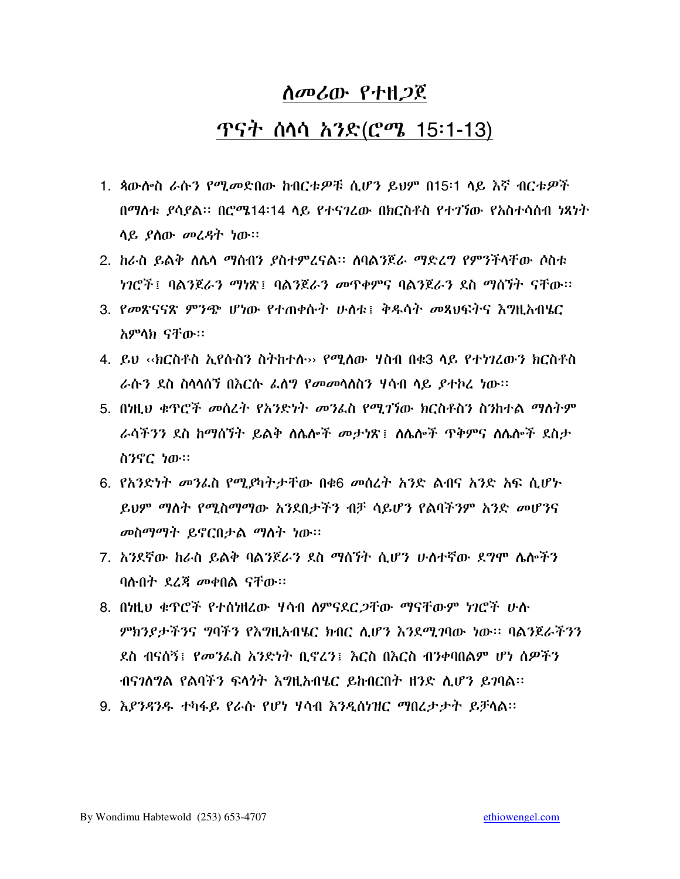# ለመሪው የተዘጋጀ

## ጥናት ሰላሳ አንድ(ሮሜ 15፡1-13)

1. ጳውሎስ ራሱን የሚመድበው ከብርቱዎቹ ሲሆን ይህም በ15፡1 ላይ እኛ ብርቱዎች በማለቱ ያሳያል፡፡ በሮሜ14፡14 ላይ የተናገረው በክርስቶስ የተገኘው የአስተሳሰብ ነጻነት ላይ ያለው መረዳት ነው፡፡
2. ከራስ ይልቅ ለሌላ ማሰብን ያስተምረናል፡፡ ለባልንጀራ ማድረግ የምንችላቸው ሶስቱ ነገሮች፤ ባልንጀራን ማነጽ፤ ባልንጀራን መጥቀምና ባልንጀራን ደስ ማሰኘት ናቸው፡፡
3. የመጽናናጽ ምንጭ ሆነው የተጠቀሱት ሁለቱ፤ ቅዱሳት መጻህፍትና እግዚአብሄር አምላክ ናቸው፡፡
4. ይህ ‹‹ክርስቶስ ኢየሱስን ስትከተሉ›› የሚለው ሃስብ በቁ3 ላይ የተነገረውን ክርስቶስ ራሱን ደስ ስላላሰኘ በእርሱ ፈለግ የመመላለስን ሃሳብ ላይ ያተኮረ ነው፡፡
5. በነዚህ ቁጥሮች መሰረት የአንድነት መንፈስ የሚገኘው ክርስቶስን ስንከተል ማለትም ራሳችንን ደስ ከማሰኘት ይልቅ ለሌሎች መታነጽ፤ ለሌሎች ጥቅምና ለሌሎች ደስታ ስንኖር ነው፡፡
6. የአንድነት መንፈስ የሚያካትታቸው በቁ6 መሰረት አንድ ልብና አንድ አፍ ሲሆኑ ይህም ማለት የሚስማማው አንደበታችን ብቻ ሳይሆን የልባችንም አንድ መሆንና መስማማት ይኖርበታል ማለት ነው፡፡
7. አንደኛው ከራስ ይልቅ ባልንጀራን ደስ ማሰኘት ሲሆን ሁለተኛው ደግሞ ሌሎችን ባሉበት ደረጃ መቀበል ናቸው፡፡
8. በነዚህ ቁጥሮች የተሰነዘረው ሃሳብ ለምናደርጋቸው ማናቸውም ነገሮች ሁሉ ምክንያታችንና ግባችን የእግዚአብሄር ክብር ሊሆን እንደሚገባው ነው፡፡ ባልንጀራችንን ደስ ብናሰኝ፤ የመንፈስ አንድነት ቢኖረን፤ እርስ በእርስ ብንቀባበልም ሆነ ሰዎችን ብናገለግል የልባችን ፍላጎት እግዚአብሄር ይከብርበት ዘንድ ሊሆን ይገባል፡፡
9. እያንዳንዱ ተካፋይ የራሱ የሆነ ሃሳብ እንዲሰነዝር ማበረታታት ይቻላል፡፡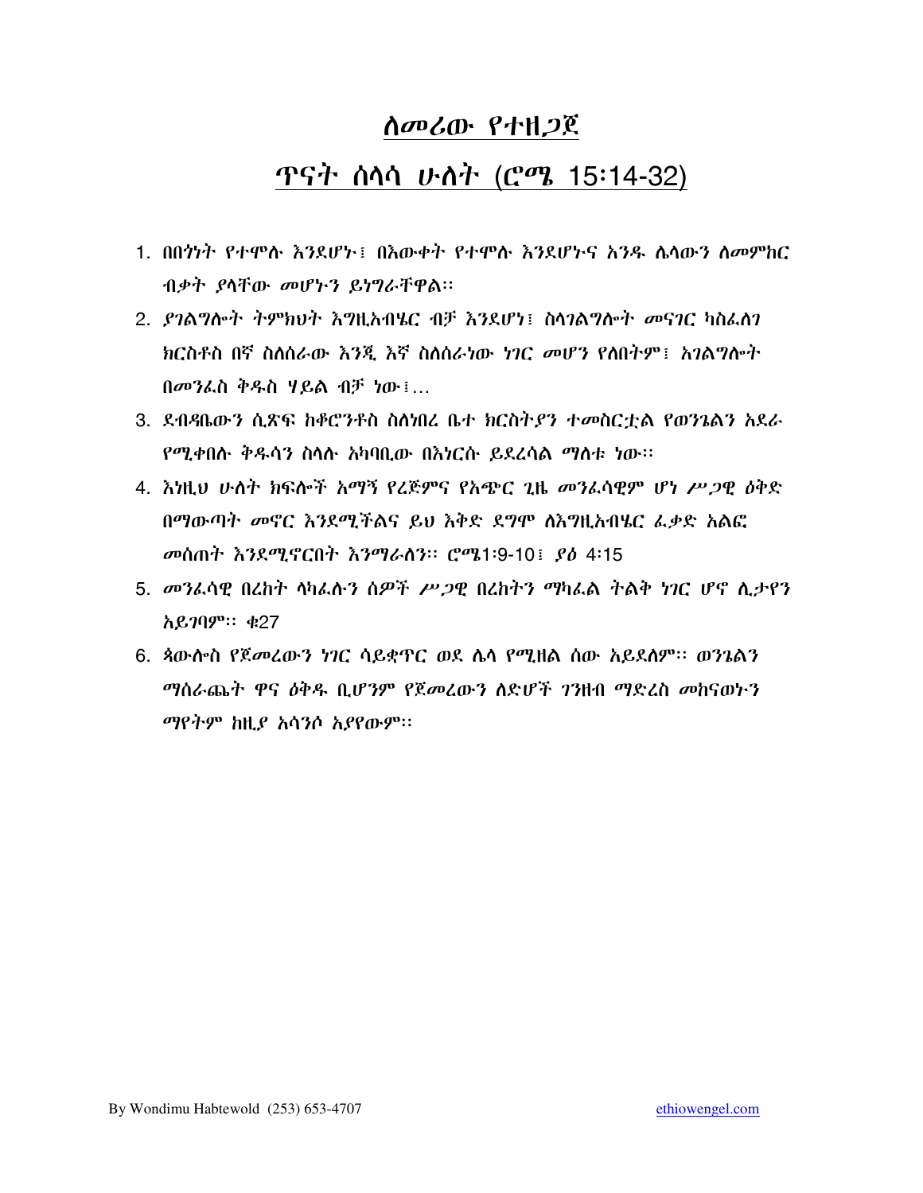# ለመሪው የተዘጋጀ

## ጥናት ሰላሳ ሁለት (ሮሜ 15፡14-32)

1. በበጎነት የተሞሉ እንደሆኑ፤ በእውቀት የተሞሉ እንደሆኑና አንዱ ሌላውን ለመምከር ብቃት ያላቸው መሆኑን ይነግራቸዋል።
2. ያገልግሎት ትምክህት እግዚአብሄር ብቻ እንደሆነ፤ ስላገልግሎት መናገር ካስፈለገ ክርስቶስ በኛ ስለሰራው እንጂ እኛ ስለሰራነው ነገር መሆን የለበትም፤ አገልግሎት በመንፈስ ቅዱስ ሃይል ብቻ ነው፤...
3. ደብዳቤውን ሲጽፍ ከቆሮንቶስ ስለነበረ ቤተ ክርስትያን ተመስርቷል የወንጌልን አደራ የሚቀበሉ ቅዱሳን ስላሉ አካባቢው በእነርሱ ይደረሳል ማለቱ ነው።
4. እነዚህ ሁለት ክፍሎች አማኝ የረጅምና የአጭር ጊዜ መንፈሳዊም ሆነ ሥጋዊ ዕቅድ በማውጣት መኖር እንደሚችልና ይህ እቅድ ደግሞ ለእግዚአብሄር ፈቃድ አልፎ መሰጠት እንደሚኖርበት እንማራለን። ሮሜ1፡9-10፤ ያዕ 4፡15
5. መንፈሳዊ በረከት ላካፈሉን ሰዎች ሥጋዊ በረከትን ማካፈል ትልቅ ነገር ሆኖ ሊታየን አይገባም። ቁ27
6. ጳውሎስ የጀመረውን ነገር ሳይቋጥር ወደ ሌላ የሚዘል ሰው አይደለም። ወንጌልን ማሰራጨት ዋና ዕቅዱ ቢሆንም የጀመረውን ለድሆች ገንዘብ ማድረስ መከናወኑን ማየትም ከዚያ አሳንሶ አያየውም።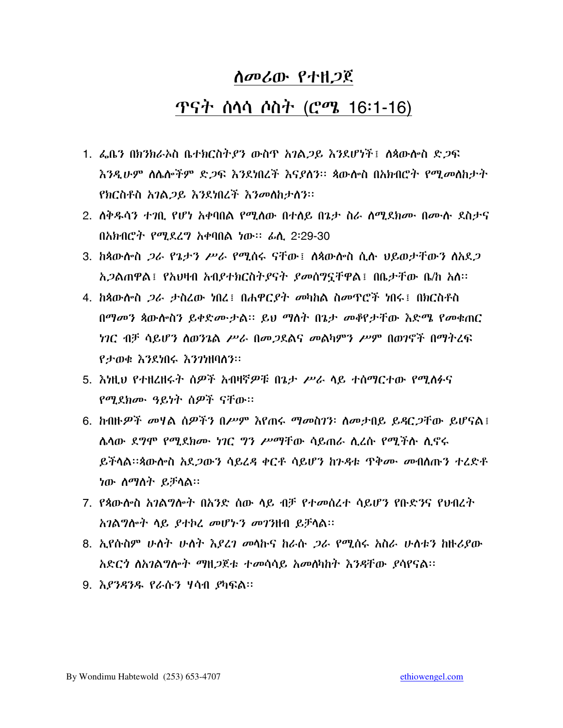# ለመሪው የተዘጋጀ

## ጥናት ሰላሳ ሶስት (ሮሜ 16:1-16)

1. ፌቤን በክንክራኦስ ቤተክርስትያን ውስጥ አገልጋይ እንደሆነች፣ ለጳውሎስ ድጋፍ እንዲሁም ለሌሎችም ድጋፍ እንደነበረች እናያለን። ጳውሎስ በአክብሮት የሚመለከታት የክርስቶስ አገልጋይ እንደነበረች እንመለከታለን።
2. ለቅዱሳን ተገቢ የሆነ አቀባበል የሚለው በተለይ በጌታ ስራ ለሚደክሙ በሙሉ ደስታና በአክብሮት የሚደረግ አቀባበል ነው። ፊሊ 2:29-30
3. ከጳውሎስ ጋራ የጌታን ሥራ የሚሰሩ ናቸው፣ ለጳውሎስ ሲሉ ህይወታቸውን ለአደጋ አጋልጠዋል፣ የአህዛብ አብያተክርስትያናት ያመሰግኗቸዋል፣ በቤታቸው ቤ/ክ አለ።
4. ከጳውሎስ ጋራ ታስረው ነበረ፣ በሐዋርያት መካከል ስመጥሮች ነበሩ፣ በክርስቶስ በማመን ጳውሎስን ይቀድሙታል። ይህ ማለት በጌታ መቆየታቸው እድሜ የመቁጠር ነገር ብቻ ሳይሆን ለወንጌል ሥራ በመጋደልና መልካምን ሥም በወገኖች በማትረፍ የታወቁ እንደነበሩ እንገነዘባለን።
5. እነዚህ የተዘረዘሩት ሰዎች አብዛኛዎቹ በጌታ ሥራ ላይ ተሰማርተው የሚለፉና የሚደክሙ ዓይነት ሰዎች ናቸው።
6. ከብዙዎች መሃል ሰዎችን በሥም እየጠሩ ማመስገን፡ ለመታበይ ይዳርጋቸው ይሆናል፣ ሌላው ደግሞ የሚደክሙ ነገር ግን ሥማቸው ሳይጠራ ሊረሱ የሚችሉ ሊኖሩ ይችላል።ጳውሎስ አደጋውን ሳይረዳ ቀርቶ ሳይሆን ከጉዳቱ ጥቅሙ መብለጡን ተረድቶ ነው ለማለት ይቻላል።
7. የጳውሎስ አገልግሎት በአንድ ሰው ላይ ብቻ የተመሰረተ ሳይሆን የቡድንና የህብረት አገልግሎት ላይ ያተኮረ መሆኑን መገንዘብ ይቻላል።
8. ኢየሱስም ሁለት ሁለት እያረገ መላኩና ከራሱ ጋራ የሚሰሩ አስራ ሁለቱን ከዙሪያው አድርጎ ለአገልግሎት ማዘጋጀቱ ተመሳሳይ አመለካከት እንዳቸው ያሳየናል።
9. እያንዳንዱ የራሱን ሃሳብ ያካፍል።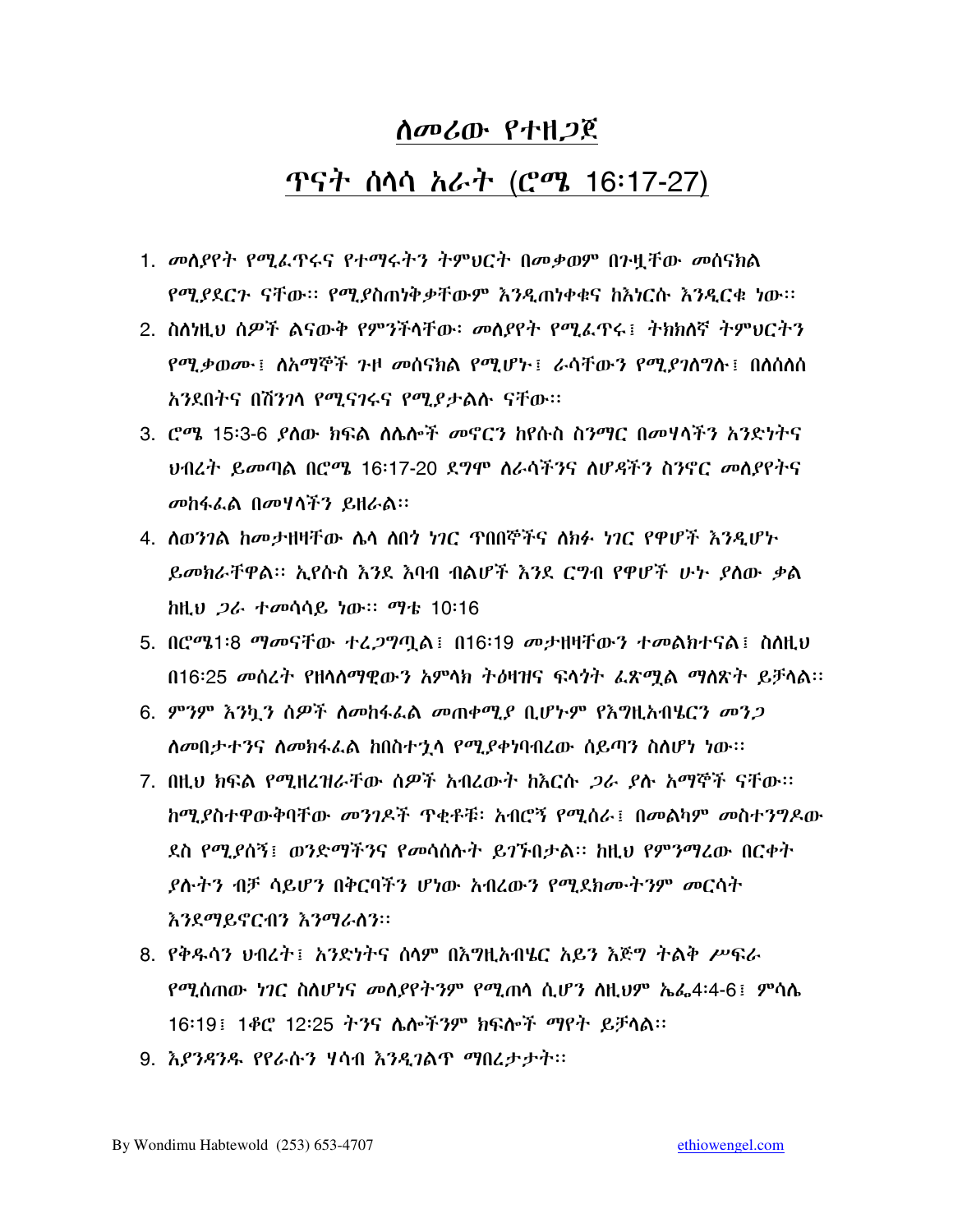# ለመሪው የተዘጋጀ

## ጥናት ሰላሳ አራት (ሮሜ 16፡17-27)

1. መለያየት የሚፈጥሩና የተማሩትን ትምህርት በመቃወም በጉዟቸው መሰናክል የሚያደርጉ ናቸው። የሚያስጠነቅቃቸውም እንዲጠነቀቁና ከእነርሱ እንዲርቁ ነው።
2. ስለነዚህ ሰዎች ልናውቅ የምንችላቸው፡ መለያየት የሚፈጥሩ፤ ትክክለኛ ትምህርትን የሚቃወሙ፤ ለአማኞች ጉዞ መሰናክል የሚሆኑ፤ ራሳቸውን የሚያገለግሉ፤ በለሰለሰ አንደበትና በሽንገላ የሚናገሩና የሚያታልሉ ናቸው።
3. ሮሜ 15፡3-6 ያለው ክፍል ለሌሎች መኖርን ከየሱስ ስንማር በመሣላችን አንድነትና ህብረት ይመጣል በሮሜ 16፡17-20 ደግሞ ለራሳችንና ለሆዳችን ስንኖር መለያየትና መከፋፈል በመሣላችን ይዘራል።
4. ለወንገል ከመታዘዛቸው ሌላ ለበጎ ነገር ጥበበኞችና ለክፉ ነገር የዋሆች እንዲሆኑ ይመክራቸዋል። ኢየሱስ እንደ እባብ ብልሆች እንደ ርግብ የዋሆች ሁኑ ያለው ቃል ከዚህ ጋራ ተመሳሳይ ነው። ማቴ 10፡16
5. በሮሜ1፡8 ማመናቸው ተረጋግጧል፤ በ16፡19 መታዘዛቸውን ተመልክተናል፤ ስለዚህ በ16፡25 መሰረት የዘላለማዊውን አምላክ ትዕዛዝና ፍላጎት ፈጽሟል ማለጽት ይቻላል።
6. ምንም እንኳን ሰዎች ለመከፋፈል መጠቀሚያ ቢሆኑም የእግዚአብሄርን መንጋ ለመበታተንና ለመክፋፈል ከበስተኋላ የሚያቀነባብረው ሰይጣን ስለሆነ ነው።
7. በዚህ ክፍል የሚዘረዝራቸው ሰዎች አብረውት ከእርሱ ጋራ ያሉ አማኞች ናቸው። ከሚያስተዋውቅባቸው መንገዶች ጥቂቶቹ፡ አብሮኝ የሚሰራ፤ በመልካም መስተንግዶው ደስ የሚያሰኝ፤ ወንድማችንና የመሳሰሉት ይገኙበታል። ከዚህ የምንማረው በርቀት ያሉትን ብቻ ሳይሆን በቅርባችን ሆነው አብረውን የሚደክሙትንም መርሳት እንደማይኖርብን እንማራለን።
8. የቅዱሳን ህብረት፤ አንድነትና ሰላም በእግዚአብሄር አይን እጅግ ትልቅ ሥፍራ የሚሰጠው ነገር ስለሆነና መለያየትንም የሚጠላ ሲሆን ለዚህም ኤፌ4፡4-6፤ ምሳሌ 16፡19፤ 1ቆሮ 12፡25 ትንና ሌሎችንም ክፍሎች ማየት ይቻላል።
9. እያንዳንዱ የየራሱን ሃሳብ እንዲገልጥ ማበረታታት።

By Wondimu Habtewold (253) 653-4707 ethiowengel.com